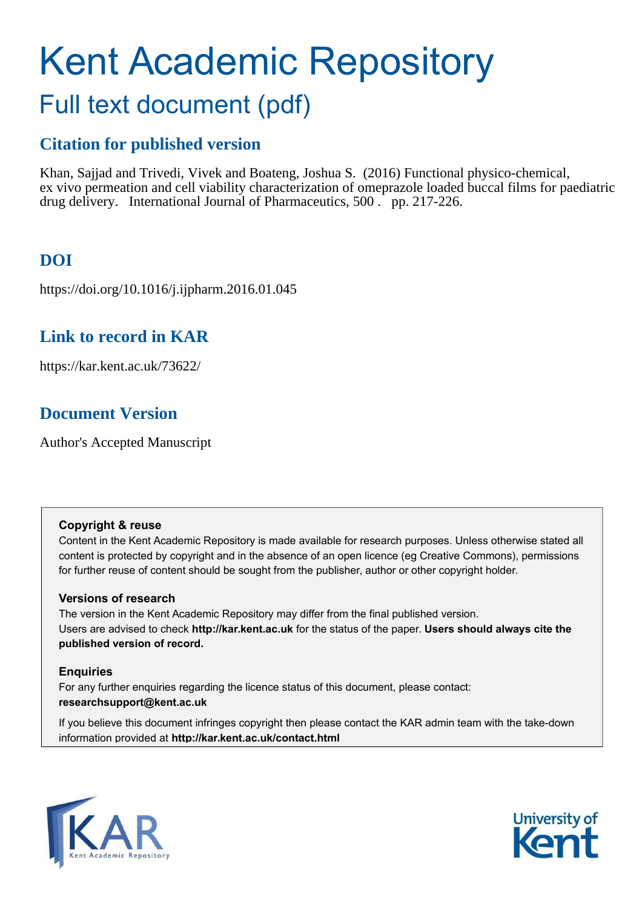# Kent Academic Repository

## Full text document (pdf)

## Citation for published version

Khan, Sajjad and Trivedi, Vivek and Boateng, Joshua S. (2016) Functional physico-chemical, ex vivo permeation and cell viability characterization of omeprazole loaded buccal films for paediatric drug delivery. International Journal of Pharmaceutics, 500 . pp. 217-226.

## DOI

https://doi.org/10.1016/j.ijpharm.2016.01.045

## Link to record in KAR

https://kar.kent.ac.uk/73622/

## Document Version

Author's Accepted Manuscript

**Copyright & reuse**

Content in the Kent Academic Repository is made available for research purposes. Unless otherwise stated all content is protected by copyright and in the absence of an open licence (eg Creative Commons), permissions for further reuse of content should be sought from the publisher, author or other copyright holder.

**Versions of research**

The version in the Kent Academic Repository may differ from the final published version. Users are advised to check **http://kar.kent.ac.uk** for the status of the paper. **Users should always cite the published version of record.**

**Enquiries**

For any further enquiries regarding the licence status of this document, please contact: **researchsupport@kent.ac.uk**

If you believe this document infringes copyright then please contact the KAR admin team with the take-down information provided at **http://kar.kent.ac.uk/contact.html**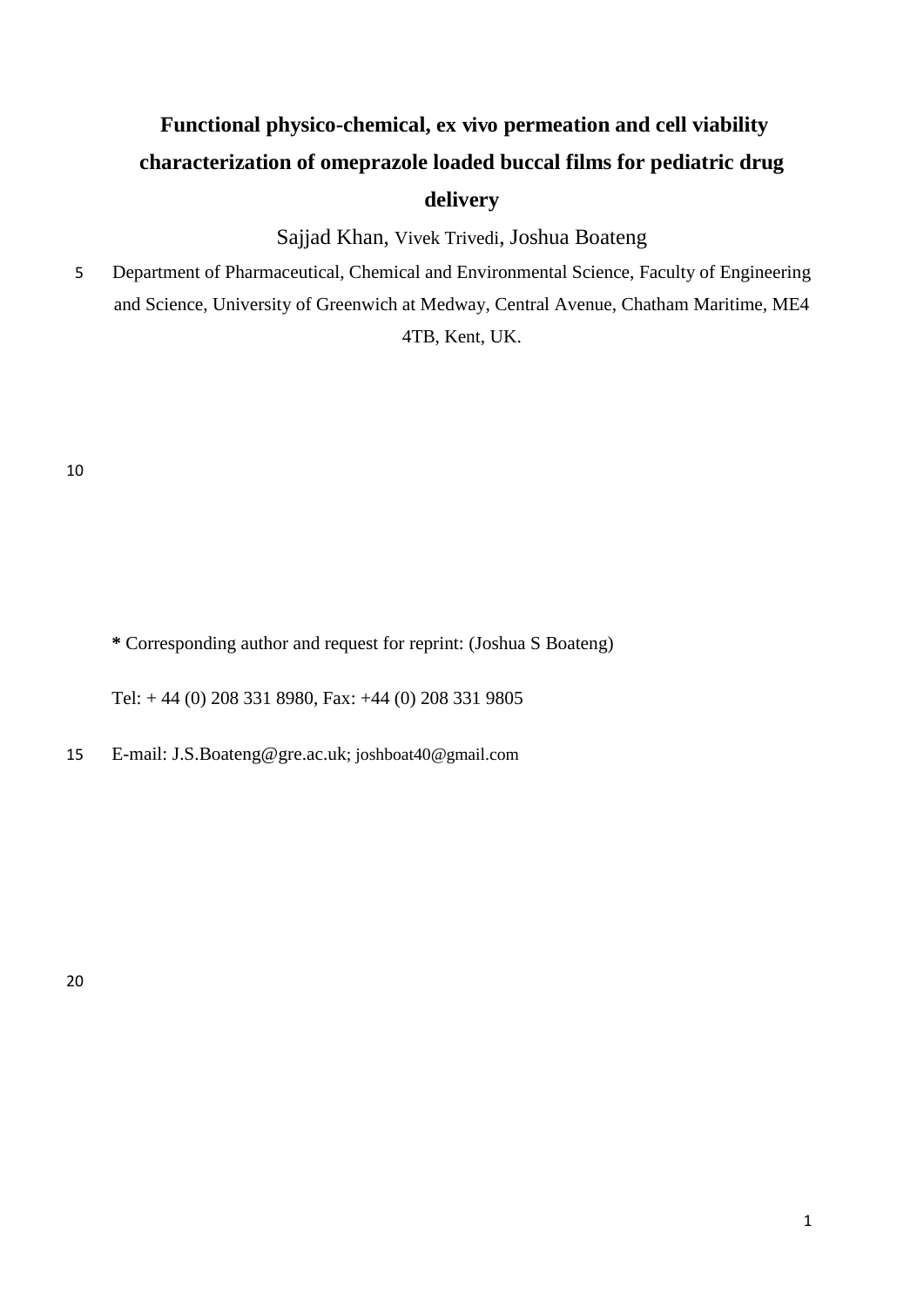# Functional physico-chemical, ex vivo permeation and cell viability characterization of omeprazole loaded buccal films for pediatric drug delivery

Sajjad Khan, Vivek Trivedi, Joshua Boateng

Department of Pharmaceutical, Chemical and Environmental Science, Faculty of Engineering and Science, University of Greenwich at Medway, Central Avenue, Chatham Maritime, ME4 4TB, Kent, UK.

**\*** Corresponding author and request for reprint: (Joshua S Boateng)

Tel: + 44 (0) 208 331 8980, Fax: +44 (0) 208 331 9805

E-mail: J.S.Boateng@gre.ac.uk; joshboat40@gmail.com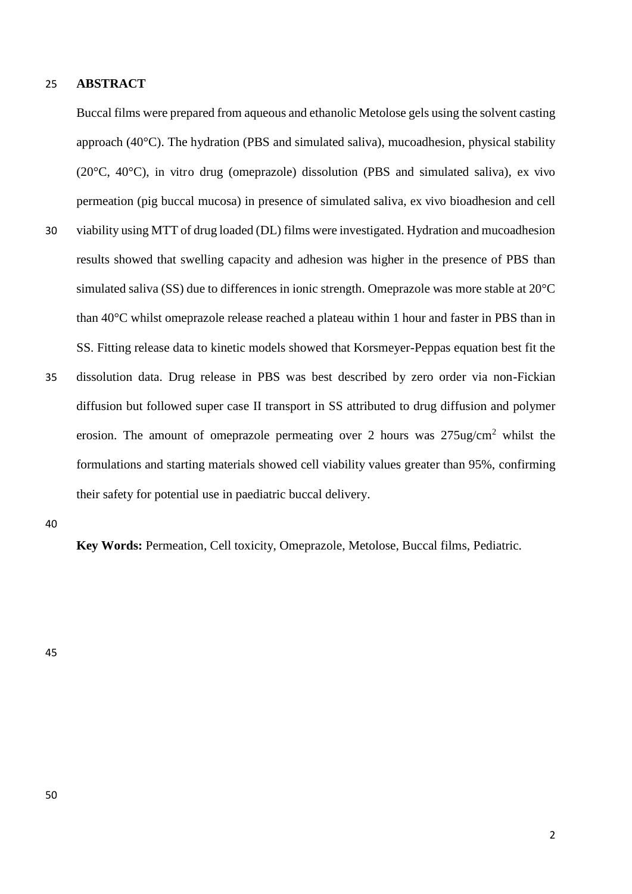## ABSTRACT

Buccal films were prepared from aqueous and ethanolic Metolose gels using the solvent casting approach (40°C). The hydration (PBS and simulated saliva), mucoadhesion, physical stability (20°C, 40°C), in vitro drug (omeprazole) dissolution (PBS and simulated saliva), ex vivo permeation (pig buccal mucosa) in presence of simulated saliva, ex vivo bioadhesion and cell viability using MTT of drug loaded (DL) films were investigated. Hydration and mucoadhesion results showed that swelling capacity and adhesion was higher in the presence of PBS than simulated saliva (SS) due to differences in ionic strength. Omeprazole was more stable at 20°C than 40°C whilst omeprazole release reached a plateau within 1 hour and faster in PBS than in SS. Fitting release data to kinetic models showed that Korsmeyer-Peppas equation best fit the dissolution data. Drug release in PBS was best described by zero order via non-Fickian diffusion but followed super case II transport in SS attributed to drug diffusion and polymer erosion. The amount of omeprazole permeating over 2 hours was 275ug/cm$^2$ whilst the formulations and starting materials showed cell viability values greater than 95%, confirming their safety for potential use in paediatric buccal delivery.

**Key Words:** Permeation, Cell toxicity, Omeprazole, Metolose, Buccal films, Pediatric.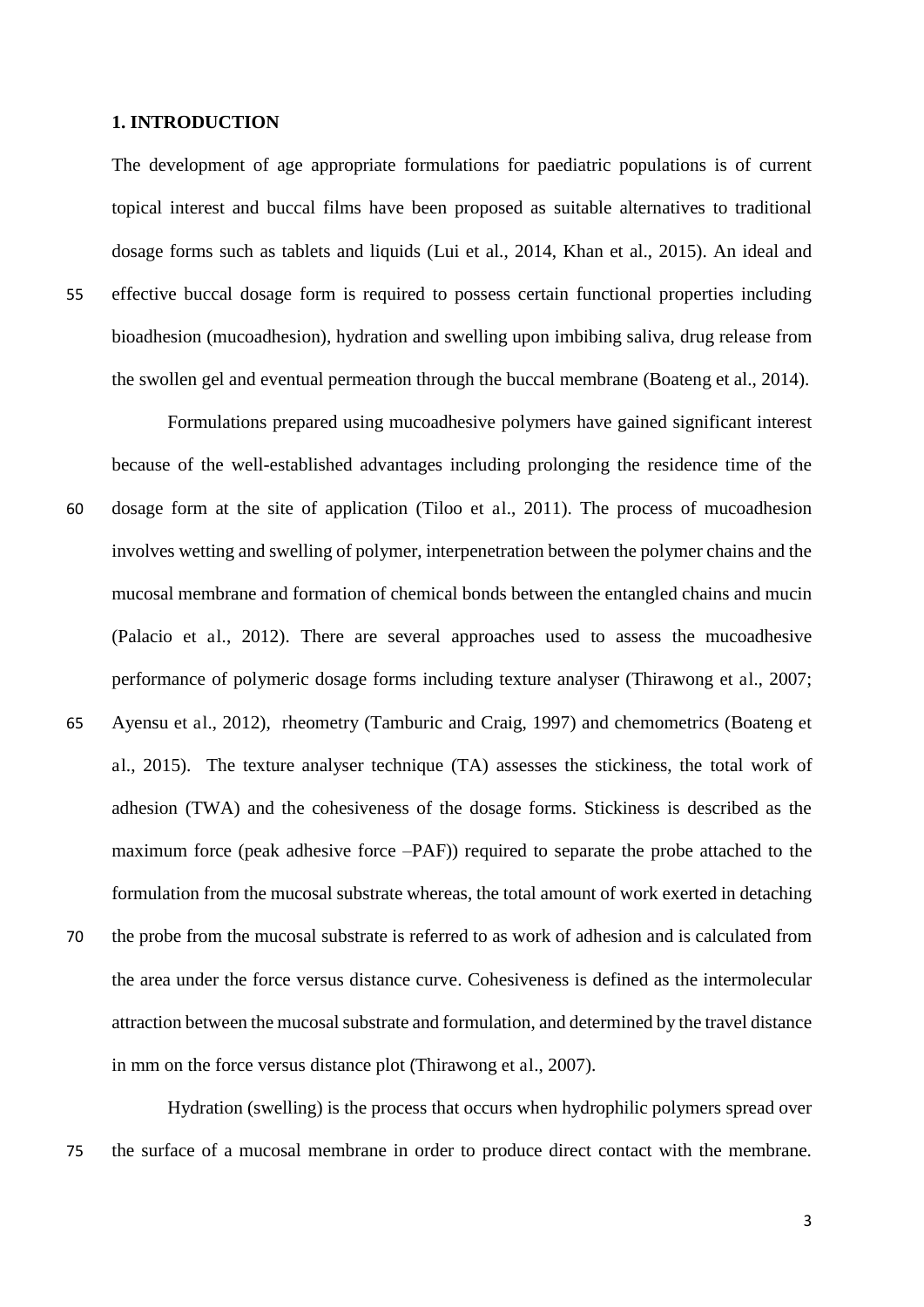## 1. INTRODUCTION

The development of age appropriate formulations for paediatric populations is of current topical interest and buccal films have been proposed as suitable alternatives to traditional dosage forms such as tablets and liquids (Lui et al., 2014, Khan et al., 2015). An ideal and effective buccal dosage form is required to possess certain functional properties including bioadhesion (mucoadhesion), hydration and swelling upon imbibing saliva, drug release from the swollen gel and eventual permeation through the buccal membrane (Boateng et al., 2014).

Formulations prepared using mucoadhesive polymers have gained significant interest because of the well-established advantages including prolonging the residence time of the dosage form at the site of application (Tiloo et al., 2011). The process of mucoadhesion involves wetting and swelling of polymer, interpenetration between the polymer chains and the mucosal membrane and formation of chemical bonds between the entangled chains and mucin (Palacio et al., 2012). There are several approaches used to assess the mucoadhesive performance of polymeric dosage forms including texture analyser (Thirawong et al., 2007; Ayensu et al., 2012), rheometry (Tamburic and Craig, 1997) and chemometrics (Boateng et al., 2015). The texture analyser technique (TA) assesses the stickiness, the total work of adhesion (TWA) and the cohesiveness of the dosage forms. Stickiness is described as the maximum force (peak adhesive force –PAF)) required to separate the probe attached to the formulation from the mucosal substrate whereas, the total amount of work exerted in detaching the probe from the mucosal substrate is referred to as work of adhesion and is calculated from the area under the force versus distance curve. Cohesiveness is defined as the intermolecular attraction between the mucosal substrate and formulation, and determined by the travel distance in mm on the force versus distance plot (Thirawong et al., 2007).

Hydration (swelling) is the process that occurs when hydrophilic polymers spread over the surface of a mucosal membrane in order to produce direct contact with the membrane.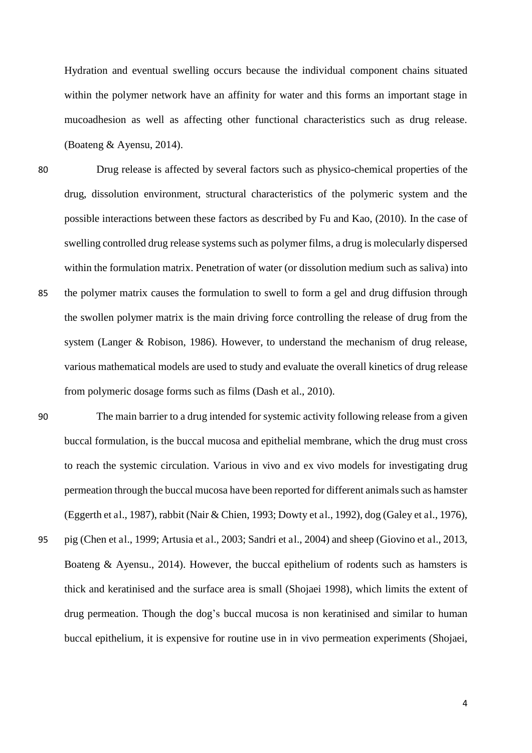Hydration and eventual swelling occurs because the individual component chains situated within the polymer network have an affinity for water and this forms an important stage in mucoadhesion as well as affecting other functional characteristics such as drug release. (Boateng & Ayensu, 2014).

Drug release is affected by several factors such as physico-chemical properties of the drug, dissolution environment, structural characteristics of the polymeric system and the possible interactions between these factors as described by Fu and Kao, (2010). In the case of swelling controlled drug release systems such as polymer films, a drug is molecularly dispersed within the formulation matrix. Penetration of water (or dissolution medium such as saliva) into the polymer matrix causes the formulation to swell to form a gel and drug diffusion through the swollen polymer matrix is the main driving force controlling the release of drug from the system (Langer & Robison, 1986). However, to understand the mechanism of drug release, various mathematical models are used to study and evaluate the overall kinetics of drug release from polymeric dosage forms such as films (Dash et al., 2010).

The main barrier to a drug intended for systemic activity following release from a given buccal formulation, is the buccal mucosa and epithelial membrane, which the drug must cross to reach the systemic circulation. Various in vivo and ex vivo models for investigating drug permeation through the buccal mucosa have been reported for different animals such as hamster (Eggerth et al., 1987), rabbit (Nair & Chien, 1993; Dowty et al., 1992), dog (Galey et al., 1976), pig (Chen et al., 1999; Artusia et al., 2003; Sandri et al., 2004) and sheep (Giovino et al., 2013, Boateng & Ayensu., 2014). However, the buccal epithelium of rodents such as hamsters is thick and keratinised and the surface area is small (Shojaei 1998), which limits the extent of drug permeation. Though the dog's buccal mucosa is non keratinised and similar to human buccal epithelium, it is expensive for routine use in in vivo permeation experiments (Shojaei,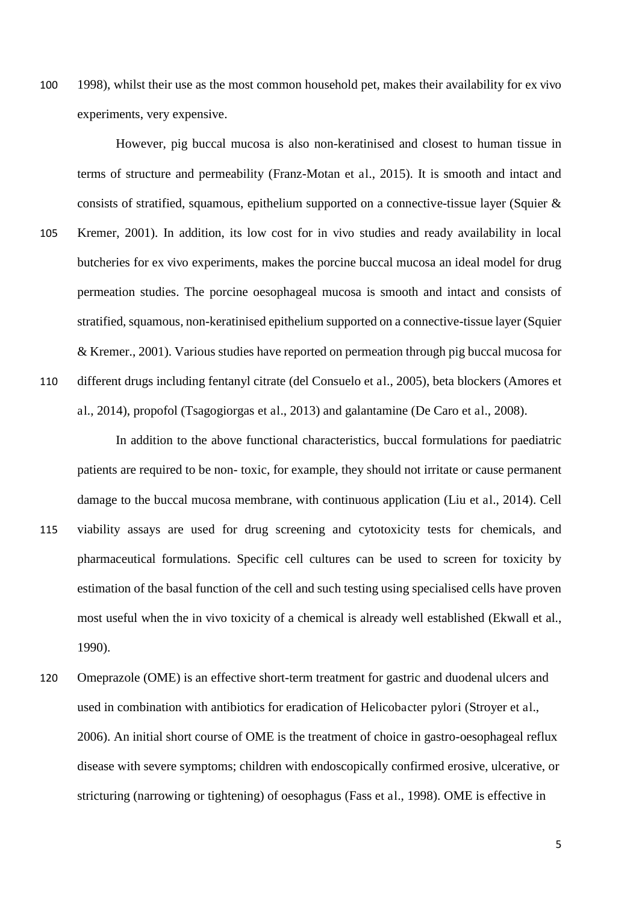1998), whilst their use as the most common household pet, makes their availability for ex vivo experiments, very expensive.

However, pig buccal mucosa is also non-keratinised and closest to human tissue in terms of structure and permeability (Franz-Motan et al., 2015). It is smooth and intact and consists of stratified, squamous, epithelium supported on a connective-tissue layer (Squier & Kremer, 2001). In addition, its low cost for in vivo studies and ready availability in local butcheries for ex vivo experiments, makes the porcine buccal mucosa an ideal model for drug permeation studies. The porcine oesophageal mucosa is smooth and intact and consists of stratified, squamous, non-keratinised epithelium supported on a connective-tissue layer (Squier & Kremer., 2001). Various studies have reported on permeation through pig buccal mucosa for different drugs including fentanyl citrate (del Consuelo et al., 2005), beta blockers (Amores et al., 2014), propofol (Tsagogiorgas et al., 2013) and galantamine (De Caro et al., 2008).

In addition to the above functional characteristics, buccal formulations for paediatric patients are required to be non- toxic, for example, they should not irritate or cause permanent damage to the buccal mucosa membrane, with continuous application (Liu et al., 2014). Cell viability assays are used for drug screening and cytotoxicity tests for chemicals, and pharmaceutical formulations. Specific cell cultures can be used to screen for toxicity by estimation of the basal function of the cell and such testing using specialised cells have proven most useful when the in vivo toxicity of a chemical is already well established (Ekwall et al., 1990).

Omeprazole (OME) is an effective short-term treatment for gastric and duodenal ulcers and used in combination with antibiotics for eradication of Helicobacter pylori (Stroyer et al., 2006). An initial short course of OME is the treatment of choice in gastro-oesophageal reflux disease with severe symptoms; children with endoscopically confirmed erosive, ulcerative, or stricturing (narrowing or tightening) of oesophagus (Fass et al., 1998). OME is effective in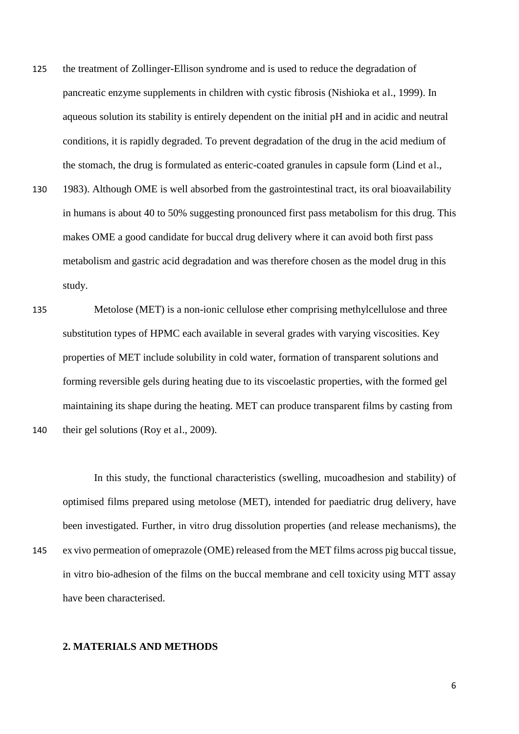the treatment of Zollinger-Ellison syndrome and is used to reduce the degradation of pancreatic enzyme supplements in children with cystic fibrosis (Nishioka et al., 1999). In aqueous solution its stability is entirely dependent on the initial pH and in acidic and neutral conditions, it is rapidly degraded. To prevent degradation of the drug in the acid medium of the stomach, the drug is formulated as enteric-coated granules in capsule form (Lind et al., 1983). Although OME is well absorbed from the gastrointestinal tract, its oral bioavailability in humans is about 40 to 50% suggesting pronounced first pass metabolism for this drug. This makes OME a good candidate for buccal drug delivery where it can avoid both first pass metabolism and gastric acid degradation and was therefore chosen as the model drug in this study.

Metolose (MET) is a non-ionic cellulose ether comprising methylcellulose and three substitution types of HPMC each available in several grades with varying viscosities. Key properties of MET include solubility in cold water, formation of transparent solutions and forming reversible gels during heating due to its viscoelastic properties, with the formed gel maintaining its shape during the heating. MET can produce transparent films by casting from their gel solutions (Roy et al., 2009).

In this study, the functional characteristics (swelling, mucoadhesion and stability) of optimised films prepared using metolose (MET), intended for paediatric drug delivery, have been investigated. Further, in vitro drug dissolution properties (and release mechanisms), the ex vivo permeation of omeprazole (OME) released from the MET films across pig buccal tissue, in vitro bio-adhesion of the films on the buccal membrane and cell toxicity using MTT assay have been characterised.

## 2. MATERIALS AND METHODS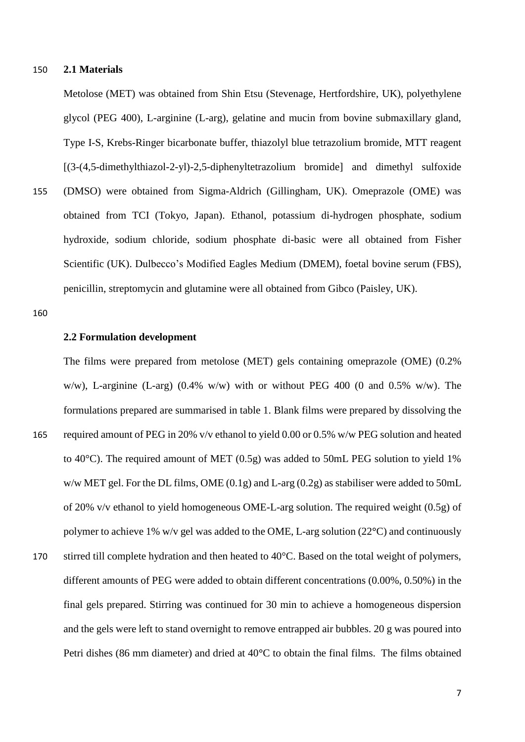### 2.1 Materials

Metolose (MET) was obtained from Shin Etsu (Stevenage, Hertfordshire, UK), polyethylene glycol (PEG 400), L-arginine (L-arg), gelatine and mucin from bovine submaxillary gland, Type I-S, Krebs-Ringer bicarbonate buffer, thiazolyl blue tetrazolium bromide, MTT reagent [(3-(4,5-dimethylthiazol-2-yl)-2,5-diphenyltetrazolium bromide] and dimethyl sulfoxide (DMSO) were obtained from Sigma-Aldrich (Gillingham, UK). Omeprazole (OME) was obtained from TCI (Tokyo, Japan). Ethanol, potassium di-hydrogen phosphate, sodium hydroxide, sodium chloride, sodium phosphate di-basic were all obtained from Fisher Scientific (UK). Dulbecco's Modified Eagles Medium (DMEM), foetal bovine serum (FBS), penicillin, streptomycin and glutamine were all obtained from Gibco (Paisley, UK).

### 2.2 Formulation development

The films were prepared from metolose (MET) gels containing omeprazole (OME) (0.2% w/w), L-arginine (L-arg) (0.4% w/w) with or without PEG 400 (0 and 0.5% w/w). The formulations prepared are summarised in table 1. Blank films were prepared by dissolving the required amount of PEG in 20% v/v ethanol to yield 0.00 or 0.5% w/w PEG solution and heated to 40°C). The required amount of MET (0.5g) was added to 50mL PEG solution to yield 1% w/w MET gel. For the DL films, OME (0.1g) and L-arg (0.2g) as stabiliser were added to 50mL of 20% v/v ethanol to yield homogeneous OME-L-arg solution. The required weight (0.5g) of polymer to achieve 1% w/v gel was added to the OME, L-arg solution (22°C) and continuously stirred till complete hydration and then heated to 40°C. Based on the total weight of polymers, different amounts of PEG were added to obtain different concentrations (0.00%, 0.50%) in the final gels prepared. Stirring was continued for 30 min to achieve a homogeneous dispersion and the gels were left to stand overnight to remove entrapped air bubbles. 20 g was poured into Petri dishes (86 mm diameter) and dried at 40°C to obtain the final films. The films obtained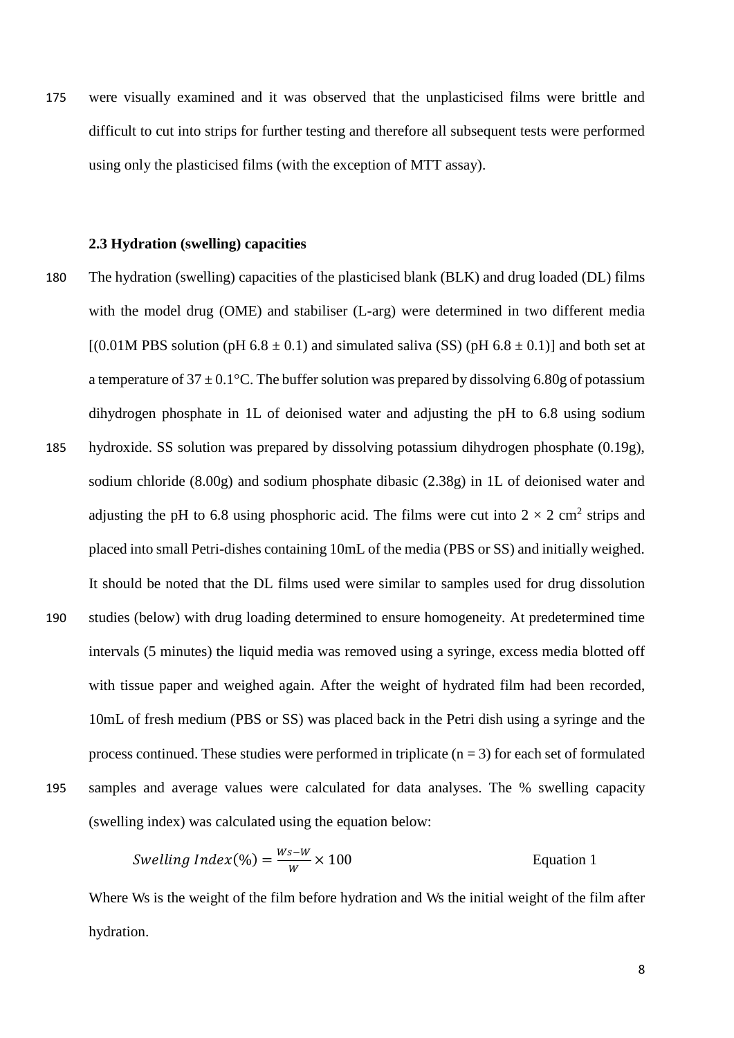were visually examined and it was observed that the unplasticised films were brittle and difficult to cut into strips for further testing and therefore all subsequent tests were performed using only the plasticised films (with the exception of MTT assay).

### 2.3 Hydration (swelling) capacities

The hydration (swelling) capacities of the plasticised blank (BLK) and drug loaded (DL) films with the model drug (OME) and stabiliser (L-arg) were determined in two different media [(0.01M PBS solution (pH 6.8 ± 0.1) and simulated saliva (SS) (pH 6.8 ± 0.1)] and both set at a temperature of 37 ± 0.1°C. The buffer solution was prepared by dissolving 6.80g of potassium dihydrogen phosphate in 1L of deionised water and adjusting the pH to 6.8 using sodium hydroxide. SS solution was prepared by dissolving potassium dihydrogen phosphate (0.19g), sodium chloride (8.00g) and sodium phosphate dibasic (2.38g) in 1L of deionised water and adjusting the pH to 6.8 using phosphoric acid. The films were cut into $2 \times 2$ cm$^2$ strips and placed into small Petri-dishes containing 10mL of the media (PBS or SS) and initially weighed. It should be noted that the DL films used were similar to samples used for drug dissolution studies (below) with drug loading determined to ensure homogeneity. At predetermined time intervals (5 minutes) the liquid media was removed using a syringe, excess media blotted off with tissue paper and weighed again. After the weight of hydrated film had been recorded, 10mL of fresh medium (PBS or SS) was placed back in the Petri dish using a syringe and the process continued. These studies were performed in triplicate (n = 3) for each set of formulated samples and average values were calculated for data analyses. The % swelling capacity (swelling index) was calculated using the equation below:

$$Swelling\ Index(\%) = \frac{Ws - W}{W} \times 100 \qquad \text{Equation 1}$$

Where Ws is the weight of the film before hydration and Ws the initial weight of the film after hydration.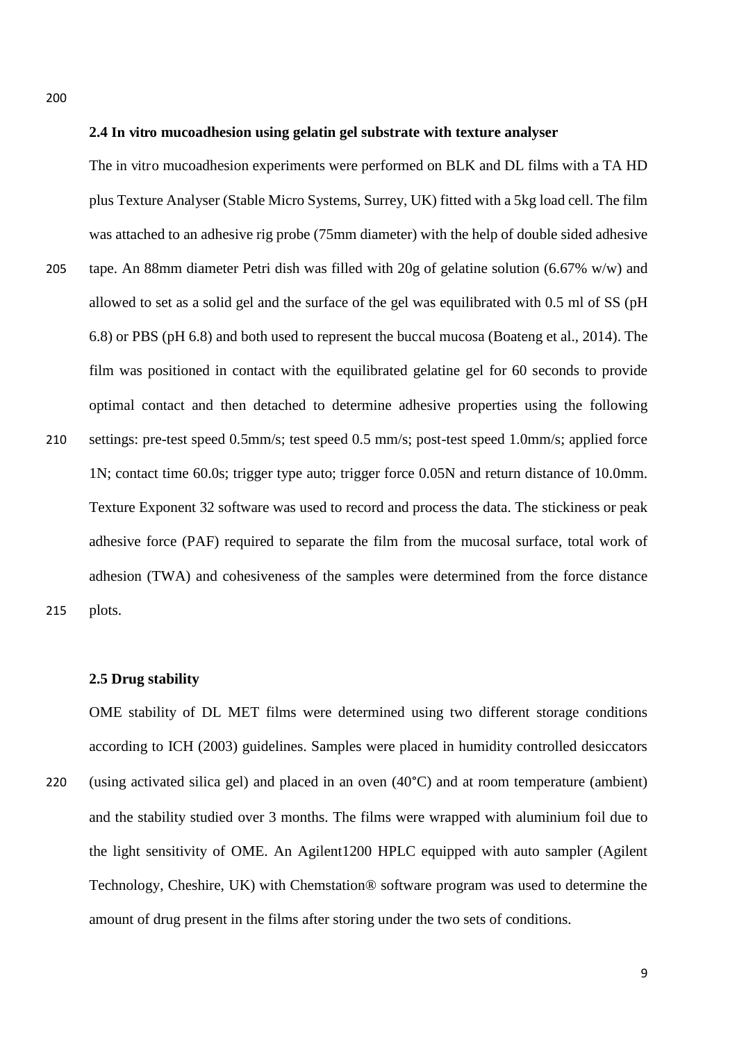### 2.4 In vitro mucoadhesion using gelatin gel substrate with texture analyser

The in vitro mucoadhesion experiments were performed on BLK and DL films with a TA HD plus Texture Analyser (Stable Micro Systems, Surrey, UK) fitted with a 5kg load cell. The film was attached to an adhesive rig probe (75mm diameter) with the help of double sided adhesive tape. An 88mm diameter Petri dish was filled with 20g of gelatine solution (6.67% w/w) and allowed to set as a solid gel and the surface of the gel was equilibrated with 0.5 ml of SS (pH 6.8) or PBS (pH 6.8) and both used to represent the buccal mucosa (Boateng et al., 2014). The film was positioned in contact with the equilibrated gelatine gel for 60 seconds to provide optimal contact and then detached to determine adhesive properties using the following settings: pre-test speed 0.5mm/s; test speed 0.5 mm/s; post-test speed 1.0mm/s; applied force 1N; contact time 60.0s; trigger type auto; trigger force 0.05N and return distance of 10.0mm. Texture Exponent 32 software was used to record and process the data. The stickiness or peak adhesive force (PAF) required to separate the film from the mucosal surface, total work of adhesion (TWA) and cohesiveness of the samples were determined from the force distance plots.

### 2.5 Drug stability

OME stability of DL MET films were determined using two different storage conditions according to ICH (2003) guidelines. Samples were placed in humidity controlled desiccators (using activated silica gel) and placed in an oven (40°C) and at room temperature (ambient) and the stability studied over 3 months. The films were wrapped with aluminium foil due to the light sensitivity of OME. An Agilent1200 HPLC equipped with auto sampler (Agilent Technology, Cheshire, UK) with Chemstation® software program was used to determine the amount of drug present in the films after storing under the two sets of conditions.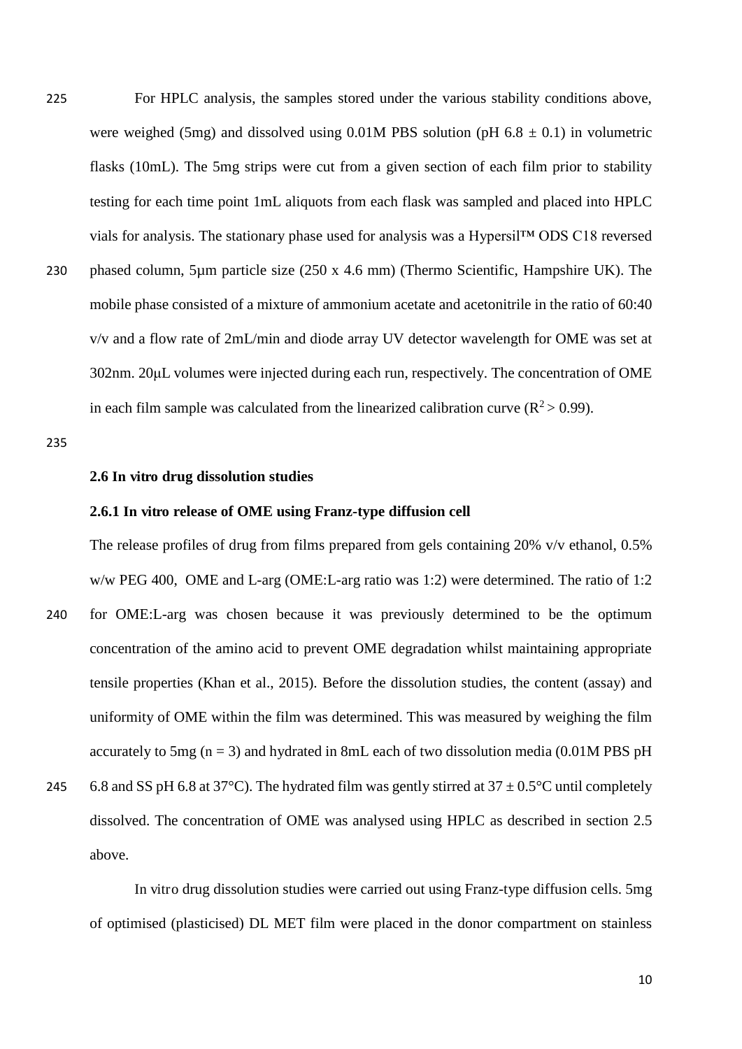For HPLC analysis, the samples stored under the various stability conditions above, were weighed (5mg) and dissolved using 0.01M PBS solution (pH 6.8 ± 0.1) in volumetric flasks (10mL). The 5mg strips were cut from a given section of each film prior to stability testing for each time point 1mL aliquots from each flask was sampled and placed into HPLC vials for analysis. The stationary phase used for analysis was a Hypersil™ ODS C18 reversed phased column, 5µm particle size (250 x 4.6 mm) (Thermo Scientific, Hampshire UK). The mobile phase consisted of a mixture of ammonium acetate and acetonitrile in the ratio of 60:40 v/v and a flow rate of 2mL/min and diode array UV detector wavelength for OME was set at 302nm. 20µL volumes were injected during each run, respectively. The concentration of OME in each film sample was calculated from the linearized calibration curve ($R^2 > 0.99$).

### 2.6 In vitro drug dissolution studies

#### 2.6.1 In vitro release of OME using Franz-type diffusion cell

The release profiles of drug from films prepared from gels containing 20% v/v ethanol, 0.5% w/w PEG 400, OME and L-arg (OME:L-arg ratio was 1:2) were determined. The ratio of 1:2 for OME:L-arg was chosen because it was previously determined to be the optimum concentration of the amino acid to prevent OME degradation whilst maintaining appropriate tensile properties (Khan et al., 2015). Before the dissolution studies, the content (assay) and uniformity of OME within the film was determined. This was measured by weighing the film accurately to 5mg (n = 3) and hydrated in 8mL each of two dissolution media (0.01M PBS pH 6.8 and SS pH 6.8 at 37°C). The hydrated film was gently stirred at 37 ± 0.5°C until completely dissolved. The concentration of OME was analysed using HPLC as described in section 2.5 above.

In vitro drug dissolution studies were carried out using Franz-type diffusion cells. 5mg of optimised (plasticised) DL MET film were placed in the donor compartment on stainless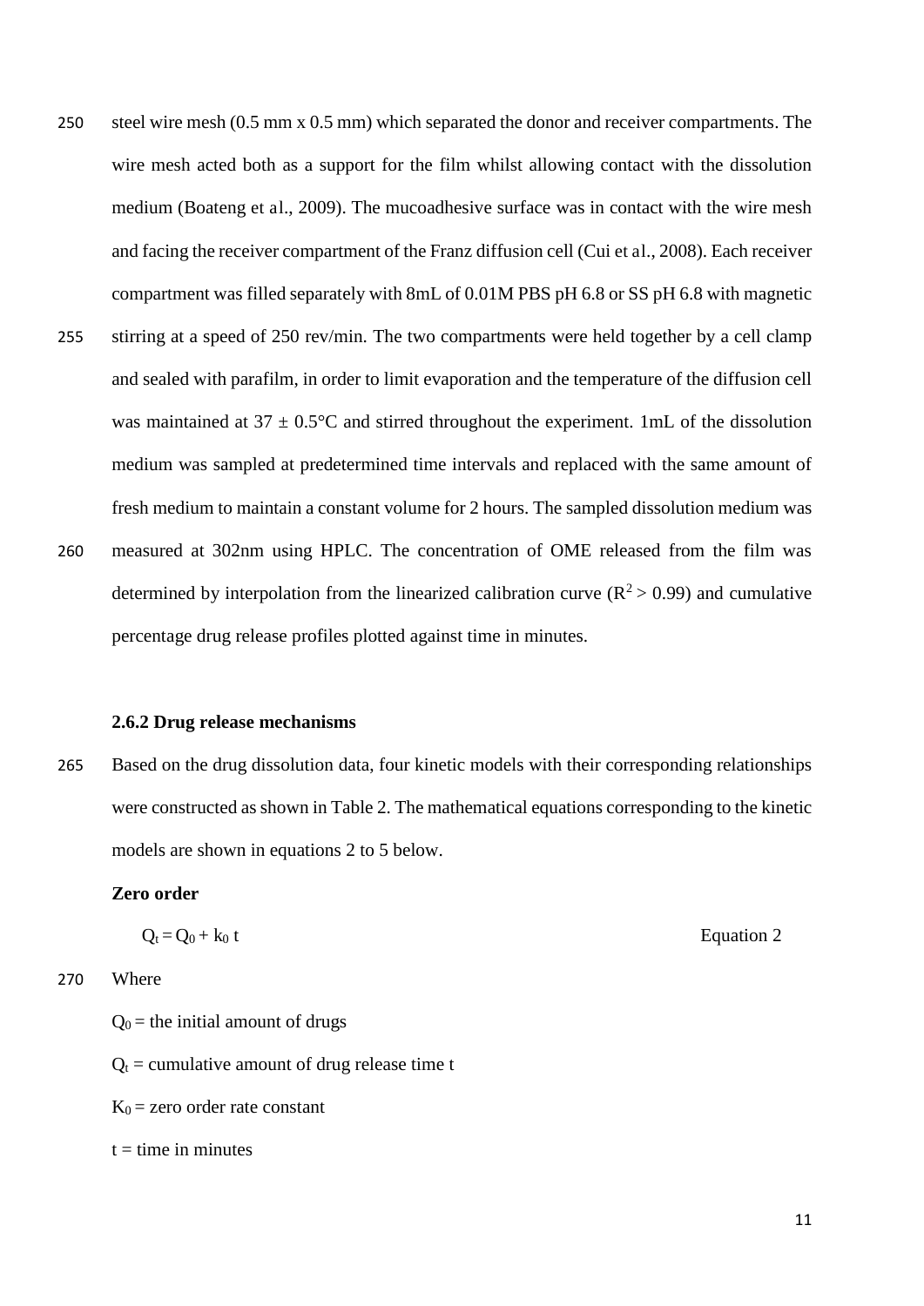steel wire mesh (0.5 mm x 0.5 mm) which separated the donor and receiver compartments. The wire mesh acted both as a support for the film whilst allowing contact with the dissolution medium (Boateng et al., 2009). The mucoadhesive surface was in contact with the wire mesh and facing the receiver compartment of the Franz diffusion cell (Cui et al., 2008). Each receiver compartment was filled separately with 8mL of 0.01M PBS pH 6.8 or SS pH 6.8 with magnetic stirring at a speed of 250 rev/min. The two compartments were held together by a cell clamp and sealed with parafilm, in order to limit evaporation and the temperature of the diffusion cell was maintained at 37 ± 0.5°C and stirred throughout the experiment. 1mL of the dissolution medium was sampled at predetermined time intervals and replaced with the same amount of fresh medium to maintain a constant volume for 2 hours. The sampled dissolution medium was measured at 302nm using HPLC. The concentration of OME released from the film was determined by interpolation from the linearized calibration curve ($R^2 > 0.99$) and cumulative percentage drug release profiles plotted against time in minutes.

### 2.6.2 Drug release mechanisms

Based on the drug dissolution data, four kinetic models with their corresponding relationships were constructed as shown in Table 2. The mathematical equations corresponding to the kinetic models are shown in equations 2 to 5 below.

**Zero order**

$$Q_t = Q_0 + k_0 t \qquad \text{Equation 2}$$

Where

$Q_0$ = the initial amount of drugs

$Q_t$ = cumulative amount of drug release time t

$K_0$ = zero order rate constant

t = time in minutes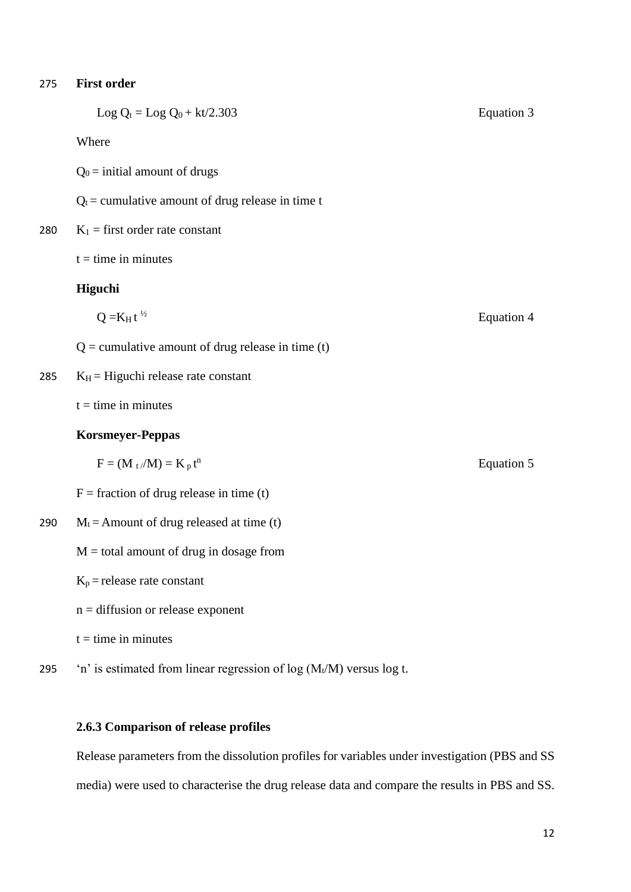**First order**

$$\text{Log } Q_t = \text{Log } Q_0 + kt/2.303 \qquad \text{Equation 3}$$

Where

$Q_0$ = initial amount of drugs

$Q_t$ = cumulative amount of drug release in time t

$K_1$ = first order rate constant

t = time in minutes

**Higuchi**

$$Q = K_H t^{1/2} \qquad \text{Equation 4}$$

Q = cumulative amount of drug release in time (t)

$K_H$ = Higuchi release rate constant

t = time in minutes

**Korsmeyer-Peppas**

$$F = (M_t/M) = K_p t^n \qquad \text{Equation 5}$$

F = fraction of drug release in time (t)

$M_t$ = Amount of drug released at time (t)

M = total amount of drug in dosage from

$K_p$ = release rate constant

n = diffusion or release exponent

t = time in minutes

'n' is estimated from linear regression of log ($M_t$/M) versus log t.

### 2.6.3 Comparison of release profiles

Release parameters from the dissolution profiles for variables under investigation (PBS and SS media) were used to characterise the drug release data and compare the results in PBS and SS.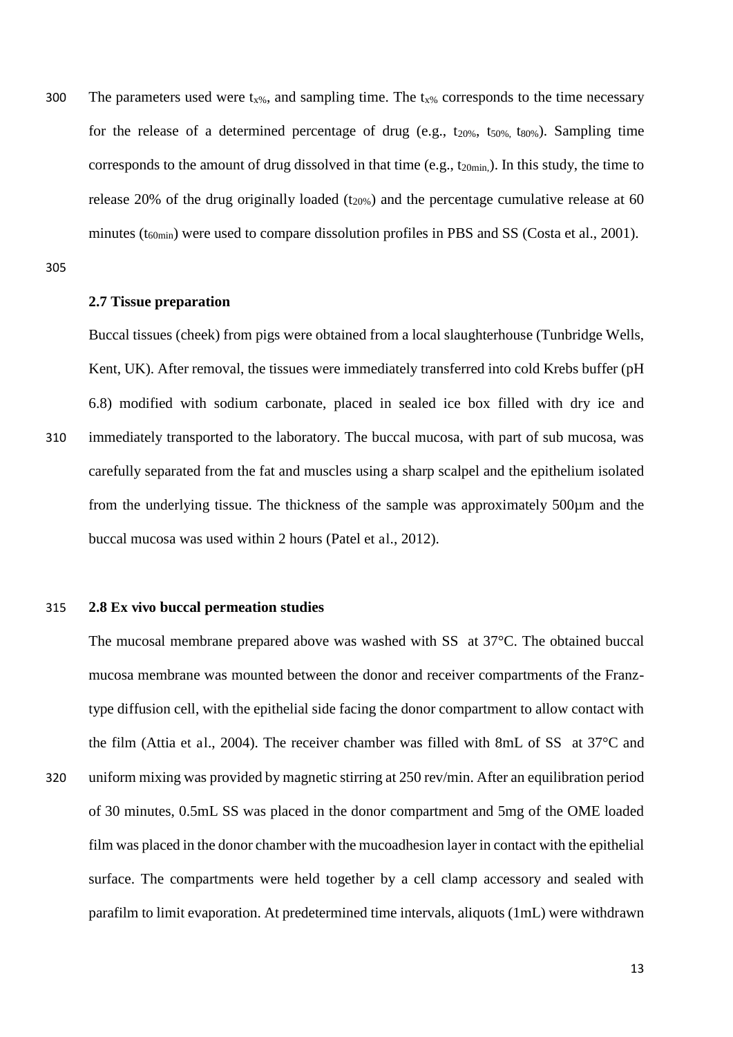The parameters used were $t_{x\%}$, and sampling time. The $t_{x\%}$ corresponds to the time necessary for the release of a determined percentage of drug (e.g., $t_{20\%}$, $t_{50\%}$, $t_{80\%}$). Sampling time corresponds to the amount of drug dissolved in that time (e.g., $t_{20min}$,). In this study, the time to release 20% of the drug originally loaded ($t_{20\%}$) and the percentage cumulative release at 60 minutes ($t_{60min}$) were used to compare dissolution profiles in PBS and SS (Costa et al., 2001).

### 2.7 Tissue preparation

Buccal tissues (cheek) from pigs were obtained from a local slaughterhouse (Tunbridge Wells, Kent, UK). After removal, the tissues were immediately transferred into cold Krebs buffer (pH 6.8) modified with sodium carbonate, placed in sealed ice box filled with dry ice and immediately transported to the laboratory. The buccal mucosa, with part of sub mucosa, was carefully separated from the fat and muscles using a sharp scalpel and the epithelium isolated from the underlying tissue. The thickness of the sample was approximately 500µm and the buccal mucosa was used within 2 hours (Patel et al., 2012).

### 2.8 Ex vivo buccal permeation studies

The mucosal membrane prepared above was washed with SS at 37°C. The obtained buccal mucosa membrane was mounted between the donor and receiver compartments of the Franz-type diffusion cell, with the epithelial side facing the donor compartment to allow contact with the film (Attia et al., 2004). The receiver chamber was filled with 8mL of SS at 37°C and uniform mixing was provided by magnetic stirring at 250 rev/min. After an equilibration period of 30 minutes, 0.5mL SS was placed in the donor compartment and 5mg of the OME loaded film was placed in the donor chamber with the mucoadhesion layer in contact with the epithelial surface. The compartments were held together by a cell clamp accessory and sealed with parafilm to limit evaporation. At predetermined time intervals, aliquots (1mL) were withdrawn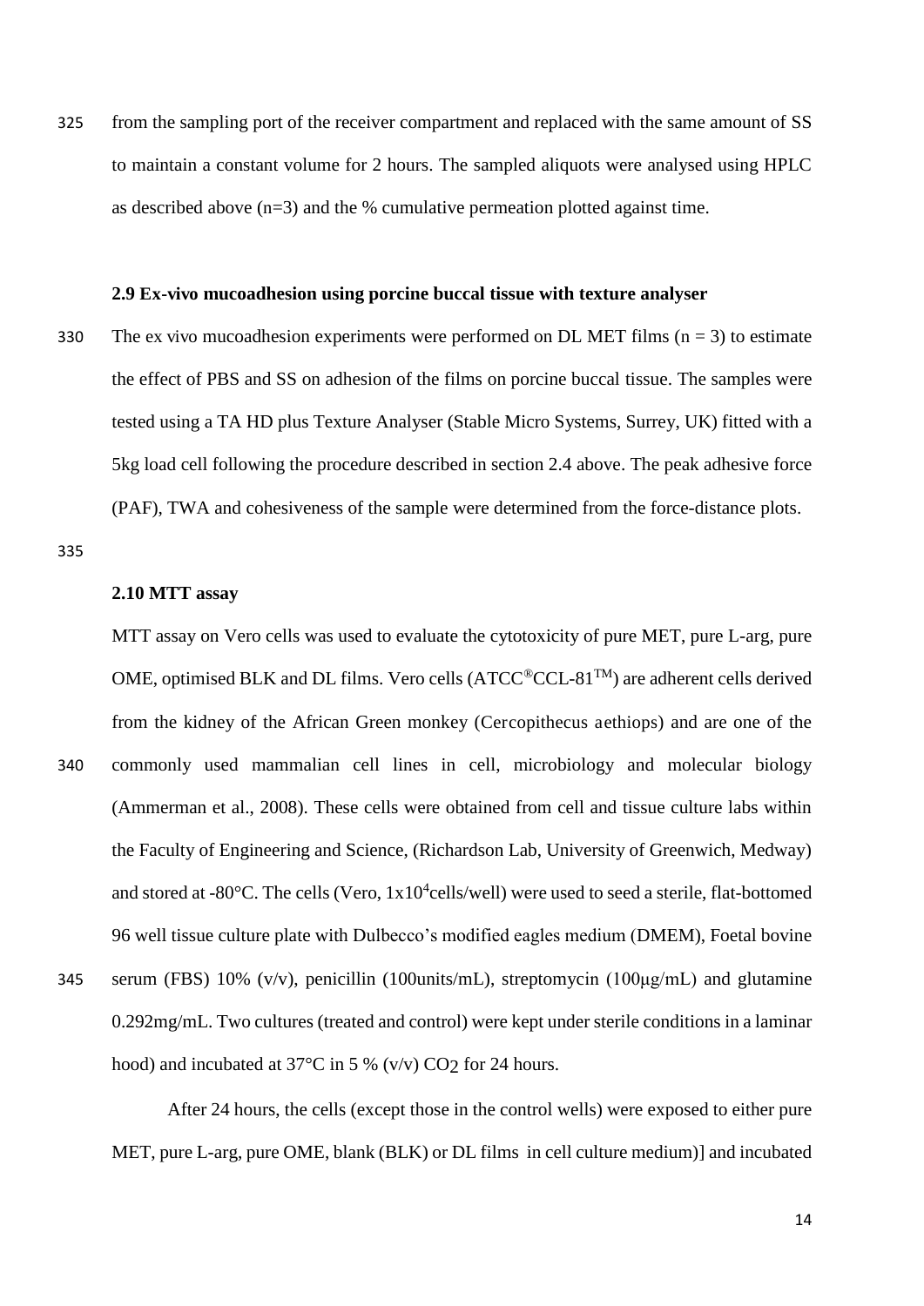from the sampling port of the receiver compartment and replaced with the same amount of SS to maintain a constant volume for 2 hours. The sampled aliquots were analysed using HPLC as described above (n=3) and the % cumulative permeation plotted against time.

### 2.9 Ex-vivo mucoadhesion using porcine buccal tissue with texture analyser

The ex vivo mucoadhesion experiments were performed on DL MET films (n = 3) to estimate the effect of PBS and SS on adhesion of the films on porcine buccal tissue. The samples were tested using a TA HD plus Texture Analyser (Stable Micro Systems, Surrey, UK) fitted with a 5kg load cell following the procedure described in section 2.4 above. The peak adhesive force (PAF), TWA and cohesiveness of the sample were determined from the force-distance plots.

### 2.10 MTT assay

MTT assay on Vero cells was used to evaluate the cytotoxicity of pure MET, pure L-arg, pure OME, optimised BLK and DL films. Vero cells (ATCC®CCL-81™) are adherent cells derived from the kidney of the African Green monkey (Cercopithecus aethiops) and are one of the commonly used mammalian cell lines in cell, microbiology and molecular biology (Ammerman et al., 2008). These cells were obtained from cell and tissue culture labs within the Faculty of Engineering and Science, (Richardson Lab, University of Greenwich, Medway) and stored at -80°C. The cells (Vero, $1x10^4$cells/well) were used to seed a sterile, flat-bottomed 96 well tissue culture plate with Dulbecco's modified eagles medium (DMEM), Foetal bovine serum (FBS) 10% (v/v), penicillin (100units/mL), streptomycin (100μg/mL) and glutamine 0.292mg/mL. Two cultures (treated and control) were kept under sterile conditions in a laminar hood) and incubated at 37°C in 5 % (v/v) $CO_2$ for 24 hours.

After 24 hours, the cells (except those in the control wells) were exposed to either pure MET, pure L-arg, pure OME, blank (BLK) or DL films in cell culture medium)] and incubated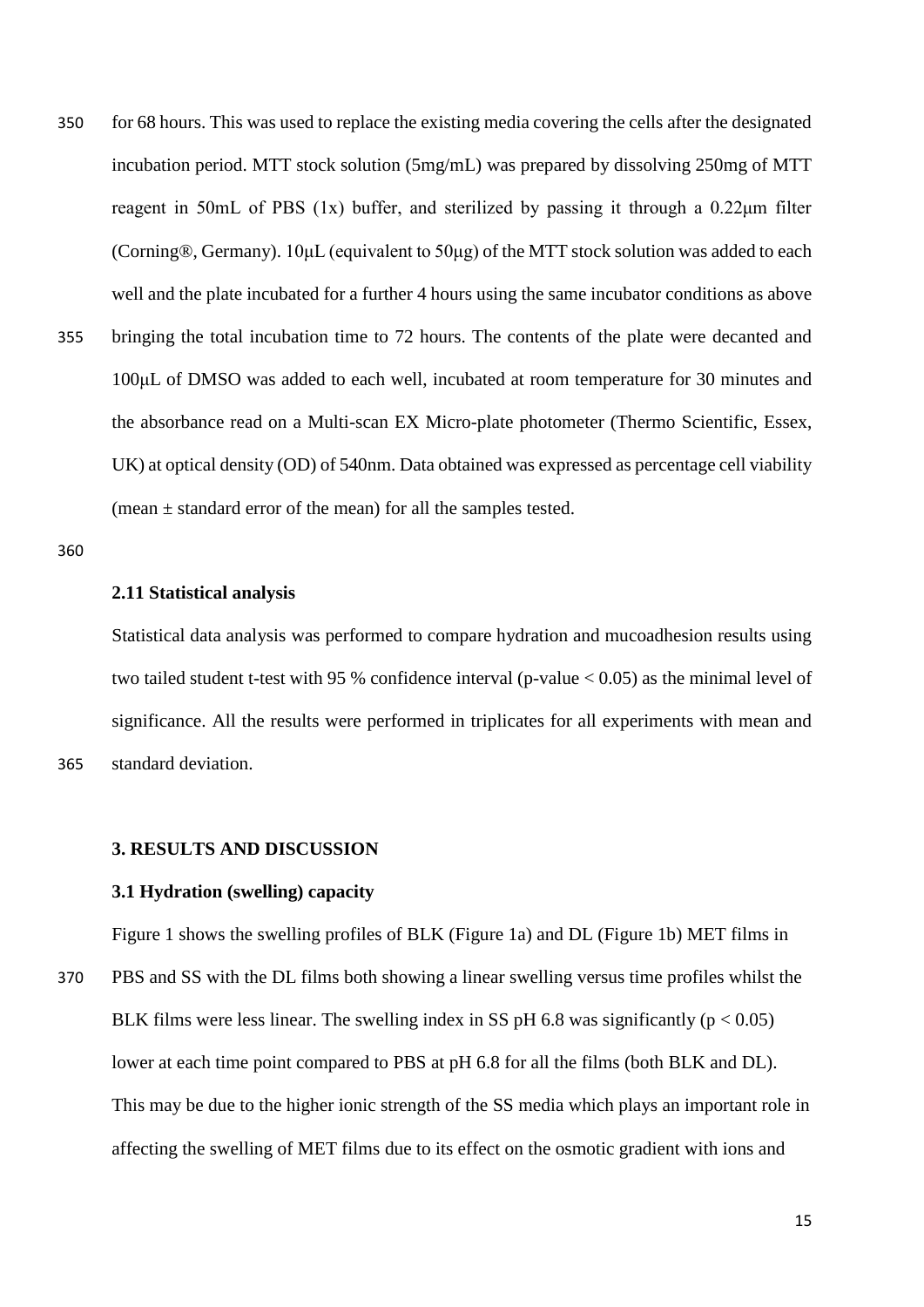for 68 hours. This was used to replace the existing media covering the cells after the designated incubation period. MTT stock solution (5mg/mL) was prepared by dissolving 250mg of MTT reagent in 50mL of PBS (1x) buffer, and sterilized by passing it through a 0.22μm filter (Corning®, Germany). 10μL (equivalent to 50μg) of the MTT stock solution was added to each well and the plate incubated for a further 4 hours using the same incubator conditions as above bringing the total incubation time to 72 hours. The contents of the plate were decanted and 100μL of DMSO was added to each well, incubated at room temperature for 30 minutes and the absorbance read on a Multi-scan EX Micro-plate photometer (Thermo Scientific, Essex, UK) at optical density (OD) of 540nm. Data obtained was expressed as percentage cell viability (mean ± standard error of the mean) for all the samples tested.

### 2.11 Statistical analysis

Statistical data analysis was performed to compare hydration and mucoadhesion results using two tailed student t-test with 95 % confidence interval (p-value $< 0.05$) as the minimal level of significance. All the results were performed in triplicates for all experiments with mean and standard deviation.

## 3. RESULTS AND DISCUSSION

### 3.1 Hydration (swelling) capacity

Figure 1 shows the swelling profiles of BLK (Figure 1a) and DL (Figure 1b) MET films in PBS and SS with the DL films both showing a linear swelling versus time profiles whilst the BLK films were less linear. The swelling index in SS pH 6.8 was significantly ($p < 0.05$) lower at each time point compared to PBS at pH 6.8 for all the films (both BLK and DL). This may be due to the higher ionic strength of the SS media which plays an important role in affecting the swelling of MET films due to its effect on the osmotic gradient with ions and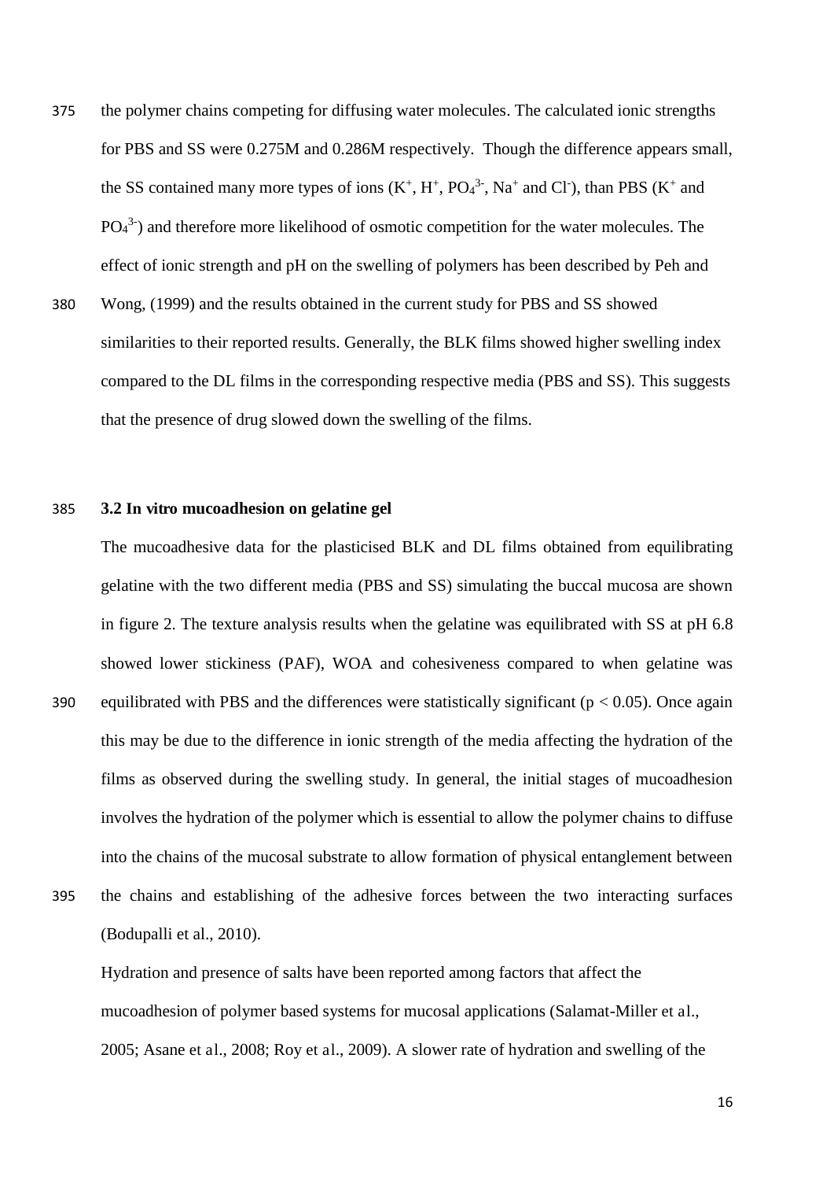the polymer chains competing for diffusing water molecules. The calculated ionic strengths for PBS and SS were 0.275M and 0.286M respectively. Though the difference appears small, the SS contained many more types of ions ($K^+$, $H^+$, $PO_4^{3-}$, $Na^+$ and $Cl^-$), than PBS ($K^+$ and $PO_4^{3-}$) and therefore more likelihood of osmotic competition for the water molecules. The effect of ionic strength and pH on the swelling of polymers has been described by Peh and Wong, (1999) and the results obtained in the current study for PBS and SS showed similarities to their reported results. Generally, the BLK films showed higher swelling index compared to the DL films in the corresponding respective media (PBS and SS). This suggests that the presence of drug slowed down the swelling of the films.

### 3.2 In vitro mucoadhesion on gelatine gel

The mucoadhesive data for the plasticised BLK and DL films obtained from equilibrating gelatine with the two different media (PBS and SS) simulating the buccal mucosa are shown in figure 2. The texture analysis results when the gelatine was equilibrated with SS at pH 6.8 showed lower stickiness (PAF), WOA and cohesiveness compared to when gelatine was equilibrated with PBS and the differences were statistically significant ($p < 0.05$). Once again this may be due to the difference in ionic strength of the media affecting the hydration of the films as observed during the swelling study. In general, the initial stages of mucoadhesion involves the hydration of the polymer which is essential to allow the polymer chains to diffuse into the chains of the mucosal substrate to allow formation of physical entanglement between the chains and establishing of the adhesive forces between the two interacting surfaces (Bodupalli et al., 2010).

Hydration and presence of salts have been reported among factors that affect the mucoadhesion of polymer based systems for mucosal applications (Salamat-Miller et al., 2005; Asane et al., 2008; Roy et al., 2009). A slower rate of hydration and swelling of the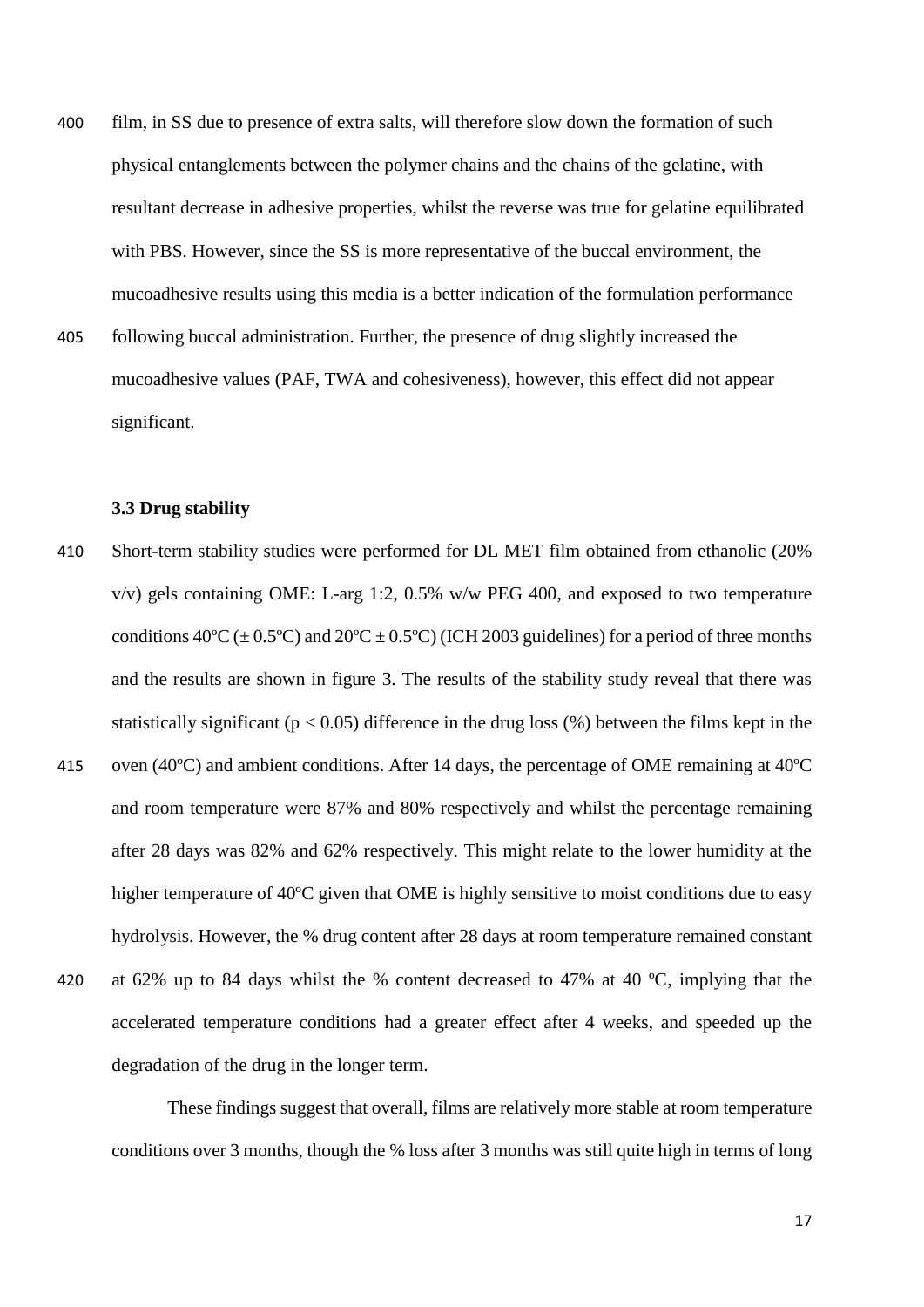film, in SS due to presence of extra salts, will therefore slow down the formation of such physical entanglements between the polymer chains and the chains of the gelatine, with resultant decrease in adhesive properties, whilst the reverse was true for gelatine equilibrated with PBS. However, since the SS is more representative of the buccal environment, the mucoadhesive results using this media is a better indication of the formulation performance following buccal administration. Further, the presence of drug slightly increased the mucoadhesive values (PAF, TWA and cohesiveness), however, this effect did not appear significant.

### 3.3 Drug stability

Short-term stability studies were performed for DL MET film obtained from ethanolic (20% v/v) gels containing OME: L-arg 1:2, 0.5% w/w PEG 400, and exposed to two temperature conditions 40ºC (± 0.5ºC) and 20ºC ± 0.5ºC) (ICH 2003 guidelines) for a period of three months and the results are shown in figure 3. The results of the stability study reveal that there was statistically significant ($p < 0.05$) difference in the drug loss (%) between the films kept in the oven (40ºC) and ambient conditions. After 14 days, the percentage of OME remaining at 40ºC and room temperature were 87% and 80% respectively and whilst the percentage remaining after 28 days was 82% and 62% respectively. This might relate to the lower humidity at the higher temperature of 40ºC given that OME is highly sensitive to moist conditions due to easy hydrolysis. However, the % drug content after 28 days at room temperature remained constant at 62% up to 84 days whilst the % content decreased to 47% at 40 ºC, implying that the accelerated temperature conditions had a greater effect after 4 weeks, and speeded up the degradation of the drug in the longer term.

These findings suggest that overall, films are relatively more stable at room temperature conditions over 3 months, though the % loss after 3 months was still quite high in terms of long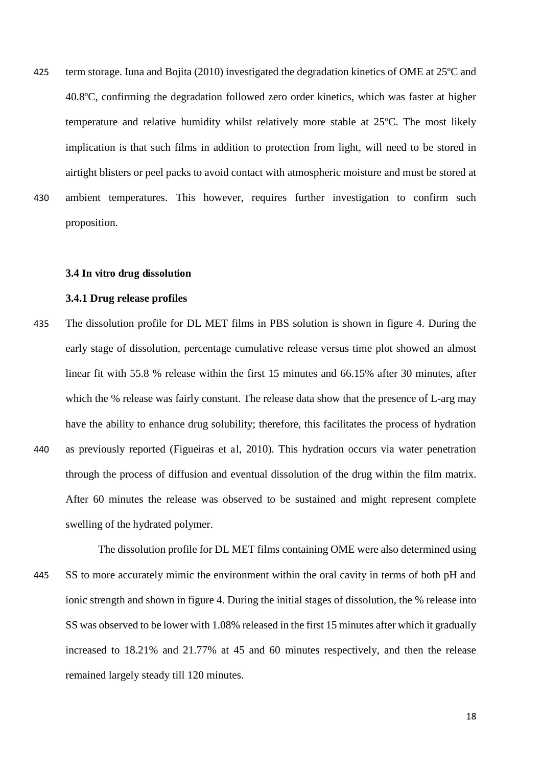term storage. Iuna and Bojita (2010) investigated the degradation kinetics of OME at 25ºC and 40.8ºC, confirming the degradation followed zero order kinetics, which was faster at higher temperature and relative humidity whilst relatively more stable at 25ºC. The most likely implication is that such films in addition to protection from light, will need to be stored in airtight blisters or peel packs to avoid contact with atmospheric moisture and must be stored at ambient temperatures. This however, requires further investigation to confirm such proposition.

### 3.4 In vitro drug dissolution

#### 3.4.1 Drug release profiles

The dissolution profile for DL MET films in PBS solution is shown in figure 4. During the early stage of dissolution, percentage cumulative release versus time plot showed an almost linear fit with 55.8 % release within the first 15 minutes and 66.15% after 30 minutes, after which the % release was fairly constant. The release data show that the presence of L-arg may have the ability to enhance drug solubility; therefore, this facilitates the process of hydration as previously reported (Figueiras et al, 2010). This hydration occurs via water penetration through the process of diffusion and eventual dissolution of the drug within the film matrix. After 60 minutes the release was observed to be sustained and might represent complete swelling of the hydrated polymer.

The dissolution profile for DL MET films containing OME were also determined using SS to more accurately mimic the environment within the oral cavity in terms of both pH and ionic strength and shown in figure 4. During the initial stages of dissolution, the % release into SS was observed to be lower with 1.08% released in the first 15 minutes after which it gradually increased to 18.21% and 21.77% at 45 and 60 minutes respectively, and then the release remained largely steady till 120 minutes.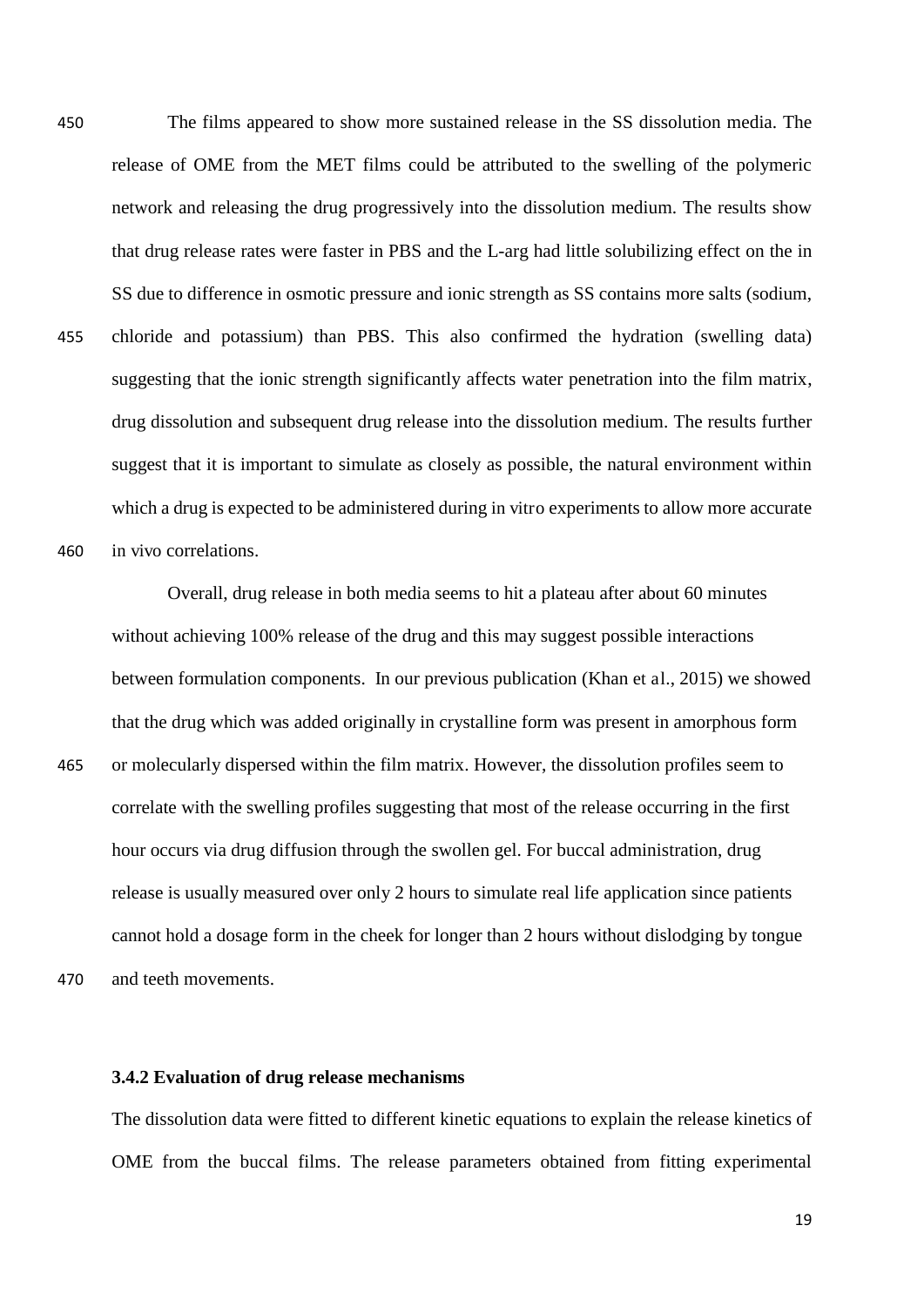The films appeared to show more sustained release in the SS dissolution media. The release of OME from the MET films could be attributed to the swelling of the polymeric network and releasing the drug progressively into the dissolution medium. The results show that drug release rates were faster in PBS and the L-arg had little solubilizing effect on the in SS due to difference in osmotic pressure and ionic strength as SS contains more salts (sodium, chloride and potassium) than PBS. This also confirmed the hydration (swelling data) suggesting that the ionic strength significantly affects water penetration into the film matrix, drug dissolution and subsequent drug release into the dissolution medium. The results further suggest that it is important to simulate as closely as possible, the natural environment within which a drug is expected to be administered during in vitro experiments to allow more accurate in vivo correlations.

Overall, drug release in both media seems to hit a plateau after about 60 minutes without achieving 100% release of the drug and this may suggest possible interactions between formulation components. In our previous publication (Khan et al., 2015) we showed that the drug which was added originally in crystalline form was present in amorphous form or molecularly dispersed within the film matrix. However, the dissolution profiles seem to correlate with the swelling profiles suggesting that most of the release occurring in the first hour occurs via drug diffusion through the swollen gel. For buccal administration, drug release is usually measured over only 2 hours to simulate real life application since patients cannot hold a dosage form in the cheek for longer than 2 hours without dislodging by tongue and teeth movements.

### 3.4.2 Evaluation of drug release mechanisms

The dissolution data were fitted to different kinetic equations to explain the release kinetics of OME from the buccal films. The release parameters obtained from fitting experimental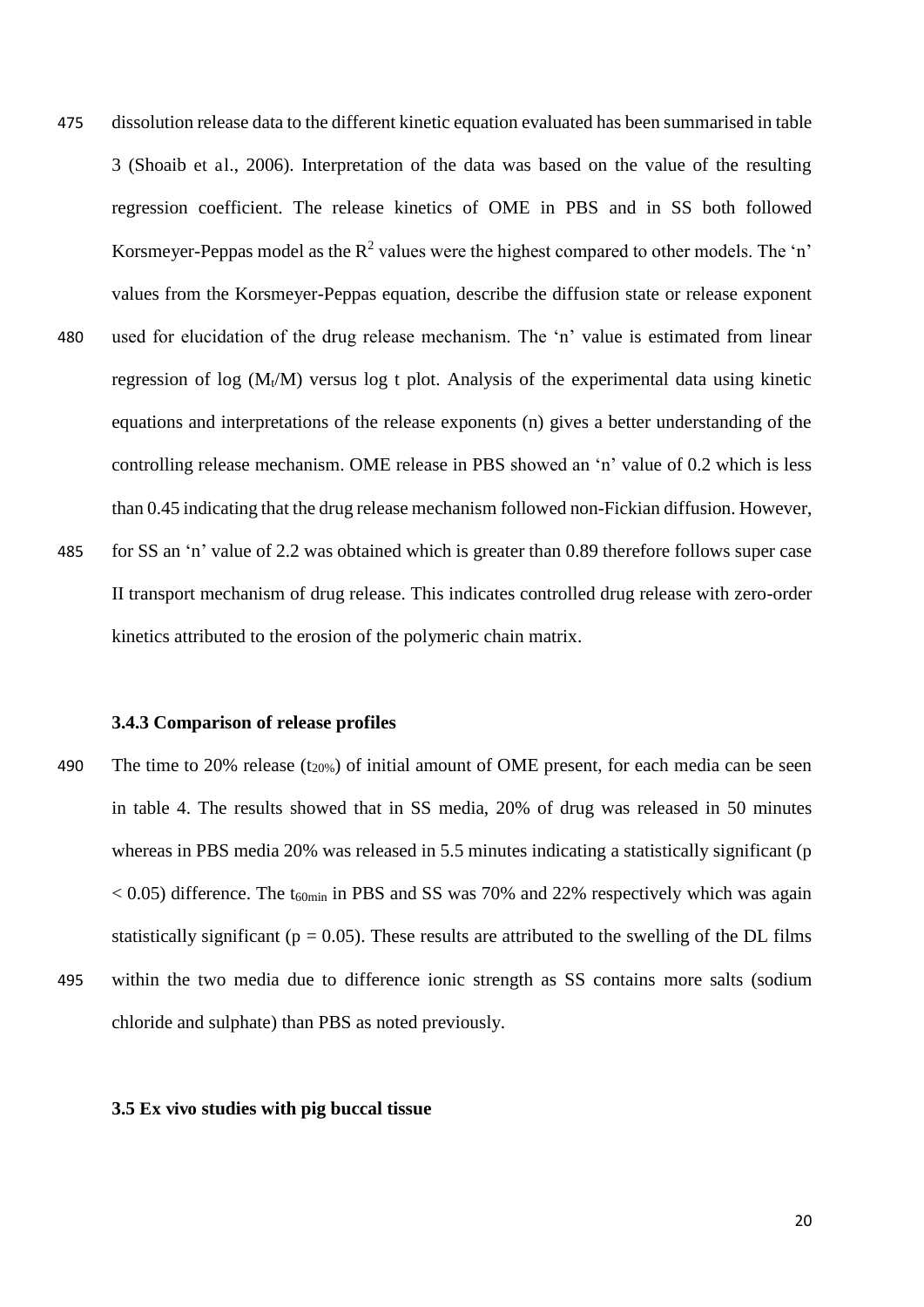dissolution release data to the different kinetic equation evaluated has been summarised in table 3 (Shoaib et al., 2006). Interpretation of the data was based on the value of the resulting regression coefficient. The release kinetics of OME in PBS and in SS both followed Korsmeyer-Peppas model as the $R^2$ values were the highest compared to other models. The 'n' values from the Korsmeyer-Peppas equation, describe the diffusion state or release exponent used for elucidation of the drug release mechanism. The 'n' value is estimated from linear regression of log ($M_t$/M) versus log t plot. Analysis of the experimental data using kinetic equations and interpretations of the release exponents (n) gives a better understanding of the controlling release mechanism. OME release in PBS showed an 'n' value of 0.2 which is less than 0.45 indicating that the drug release mechanism followed non-Fickian diffusion. However, for SS an 'n' value of 2.2 was obtained which is greater than 0.89 therefore follows super case II transport mechanism of drug release. This indicates controlled drug release with zero-order kinetics attributed to the erosion of the polymeric chain matrix.

### 3.4.3 Comparison of release profiles

The time to 20% release ($t_{20\%}$) of initial amount of OME present, for each media can be seen in table 4. The results showed that in SS media, 20% of drug was released in 50 minutes whereas in PBS media 20% was released in 5.5 minutes indicating a statistically significant ($p < 0.05$) difference. The $t_{60min}$ in PBS and SS was 70% and 22% respectively which was again statistically significant ($p = 0.05$). These results are attributed to the swelling of the DL films within the two media due to difference ionic strength as SS contains more salts (sodium chloride and sulphate) than PBS as noted previously.

### 3.5 Ex vivo studies with pig buccal tissue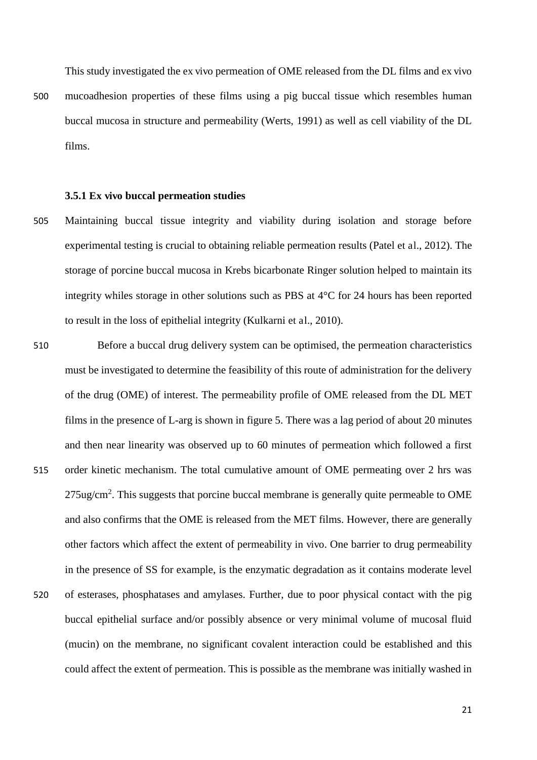This study investigated the ex vivo permeation of OME released from the DL films and ex vivo mucoadhesion properties of these films using a pig buccal tissue which resembles human buccal mucosa in structure and permeability (Werts, 1991) as well as cell viability of the DL films.

### 3.5.1 Ex vivo buccal permeation studies

Maintaining buccal tissue integrity and viability during isolation and storage before experimental testing is crucial to obtaining reliable permeation results (Patel et al., 2012). The storage of porcine buccal mucosa in Krebs bicarbonate Ringer solution helped to maintain its integrity whiles storage in other solutions such as PBS at 4°C for 24 hours has been reported to result in the loss of epithelial integrity (Kulkarni et al., 2010).

Before a buccal drug delivery system can be optimised, the permeation characteristics must be investigated to determine the feasibility of this route of administration for the delivery of the drug (OME) of interest. The permeability profile of OME released from the DL MET films in the presence of L-arg is shown in figure 5. There was a lag period of about 20 minutes and then near linearity was observed up to 60 minutes of permeation which followed a first order kinetic mechanism. The total cumulative amount of OME permeating over 2 hrs was 275ug/cm$^2$. This suggests that porcine buccal membrane is generally quite permeable to OME and also confirms that the OME is released from the MET films. However, there are generally other factors which affect the extent of permeability in vivo. One barrier to drug permeability in the presence of SS for example, is the enzymatic degradation as it contains moderate level of esterases, phosphatases and amylases. Further, due to poor physical contact with the pig buccal epithelial surface and/or possibly absence or very minimal volume of mucosal fluid (mucin) on the membrane, no significant covalent interaction could be established and this could affect the extent of permeation. This is possible as the membrane was initially washed in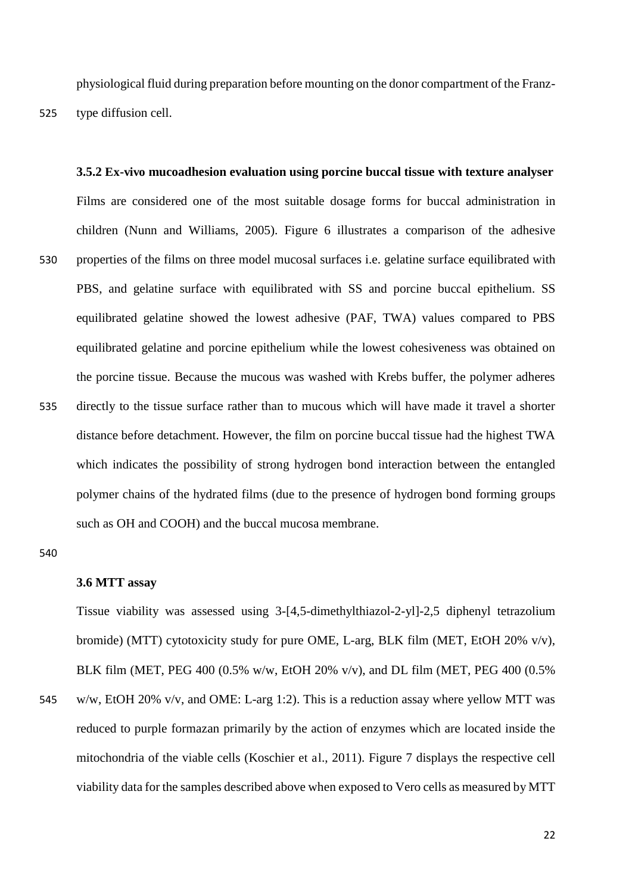physiological fluid during preparation before mounting on the donor compartment of the Franz-type diffusion cell.

### 3.5.2 Ex-vivo mucoadhesion evaluation using porcine buccal tissue with texture analyser

Films are considered one of the most suitable dosage forms for buccal administration in children (Nunn and Williams, 2005). Figure 6 illustrates a comparison of the adhesive properties of the films on three model mucosal surfaces i.e. gelatine surface equilibrated with PBS, and gelatine surface with equilibrated with SS and porcine buccal epithelium. SS equilibrated gelatine showed the lowest adhesive (PAF, TWA) values compared to PBS equilibrated gelatine and porcine epithelium while the lowest cohesiveness was obtained on the porcine tissue. Because the mucous was washed with Krebs buffer, the polymer adheres directly to the tissue surface rather than to mucous which will have made it travel a shorter distance before detachment. However, the film on porcine buccal tissue had the highest TWA which indicates the possibility of strong hydrogen bond interaction between the entangled polymer chains of the hydrated films (due to the presence of hydrogen bond forming groups such as OH and COOH) and the buccal mucosa membrane.

### 3.6 MTT assay

Tissue viability was assessed using 3-[4,5-dimethylthiazol-2-yl]-2,5 diphenyl tetrazolium bromide) (MTT) cytotoxicity study for pure OME, L-arg, BLK film (MET, EtOH 20% v/v), BLK film (MET, PEG 400 (0.5% w/w, EtOH 20% v/v), and DL film (MET, PEG 400 (0.5% w/w, EtOH 20% v/v, and OME: L-arg 1:2). This is a reduction assay where yellow MTT was reduced to purple formazan primarily by the action of enzymes which are located inside the mitochondria of the viable cells (Koschier et al., 2011). Figure 7 displays the respective cell viability data for the samples described above when exposed to Vero cells as measured by MTT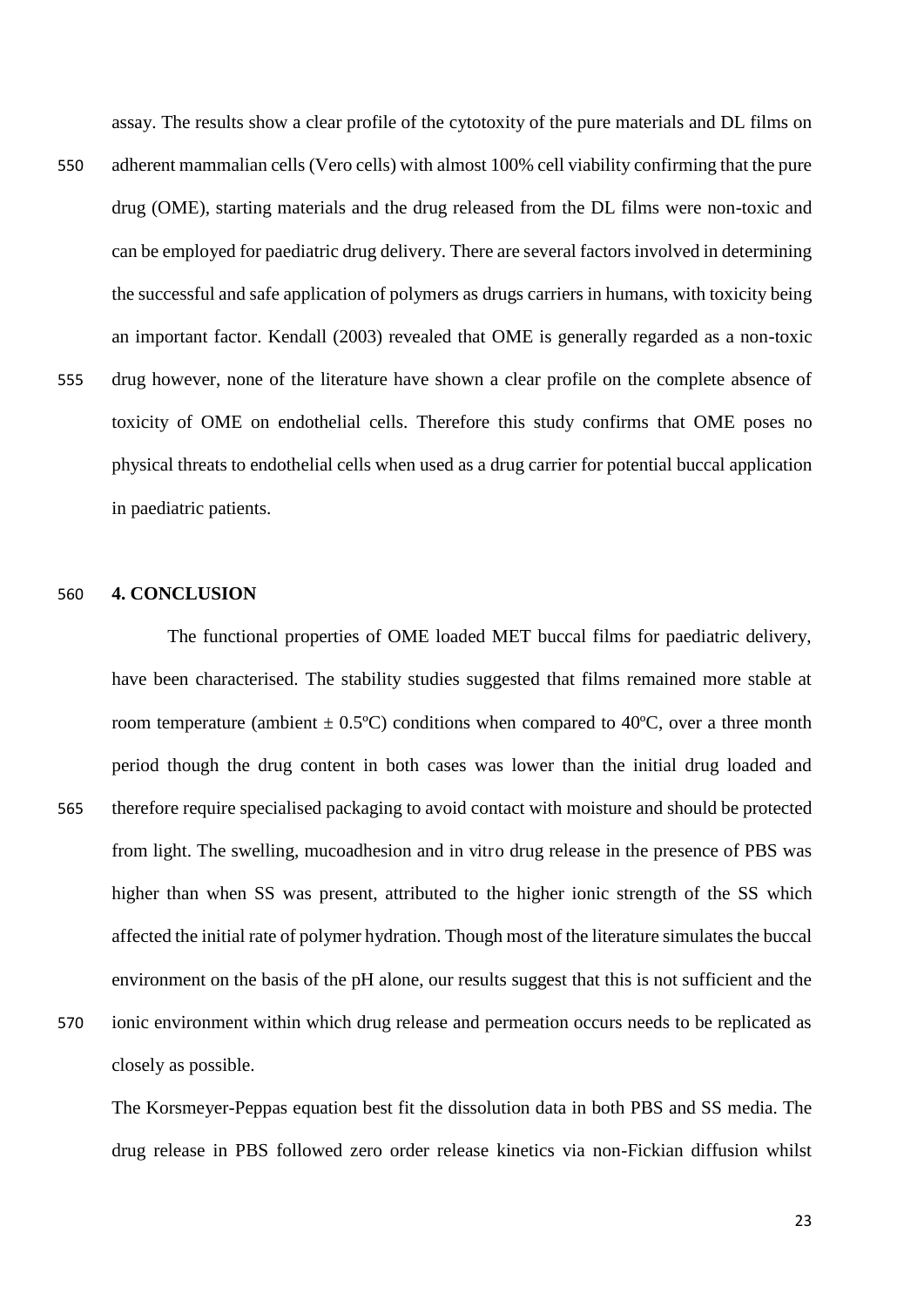assay. The results show a clear profile of the cytotoxity of the pure materials and DL films on adherent mammalian cells (Vero cells) with almost 100% cell viability confirming that the pure drug (OME), starting materials and the drug released from the DL films were non-toxic and can be employed for paediatric drug delivery. There are several factors involved in determining the successful and safe application of polymers as drugs carriers in humans, with toxicity being an important factor. Kendall (2003) revealed that OME is generally regarded as a non-toxic drug however, none of the literature have shown a clear profile on the complete absence of toxicity of OME on endothelial cells. Therefore this study confirms that OME poses no physical threats to endothelial cells when used as a drug carrier for potential buccal application in paediatric patients.

## 4. CONCLUSION

The functional properties of OME loaded MET buccal films for paediatric delivery, have been characterised. The stability studies suggested that films remained more stable at room temperature (ambient ± 0.5ºC) conditions when compared to 40ºC, over a three month period though the drug content in both cases was lower than the initial drug loaded and therefore require specialised packaging to avoid contact with moisture and should be protected from light. The swelling, mucoadhesion and in vitro drug release in the presence of PBS was higher than when SS was present, attributed to the higher ionic strength of the SS which affected the initial rate of polymer hydration. Though most of the literature simulates the buccal environment on the basis of the pH alone, our results suggest that this is not sufficient and the ionic environment within which drug release and permeation occurs needs to be replicated as closely as possible.

The Korsmeyer-Peppas equation best fit the dissolution data in both PBS and SS media. The drug release in PBS followed zero order release kinetics via non-Fickian diffusion whilst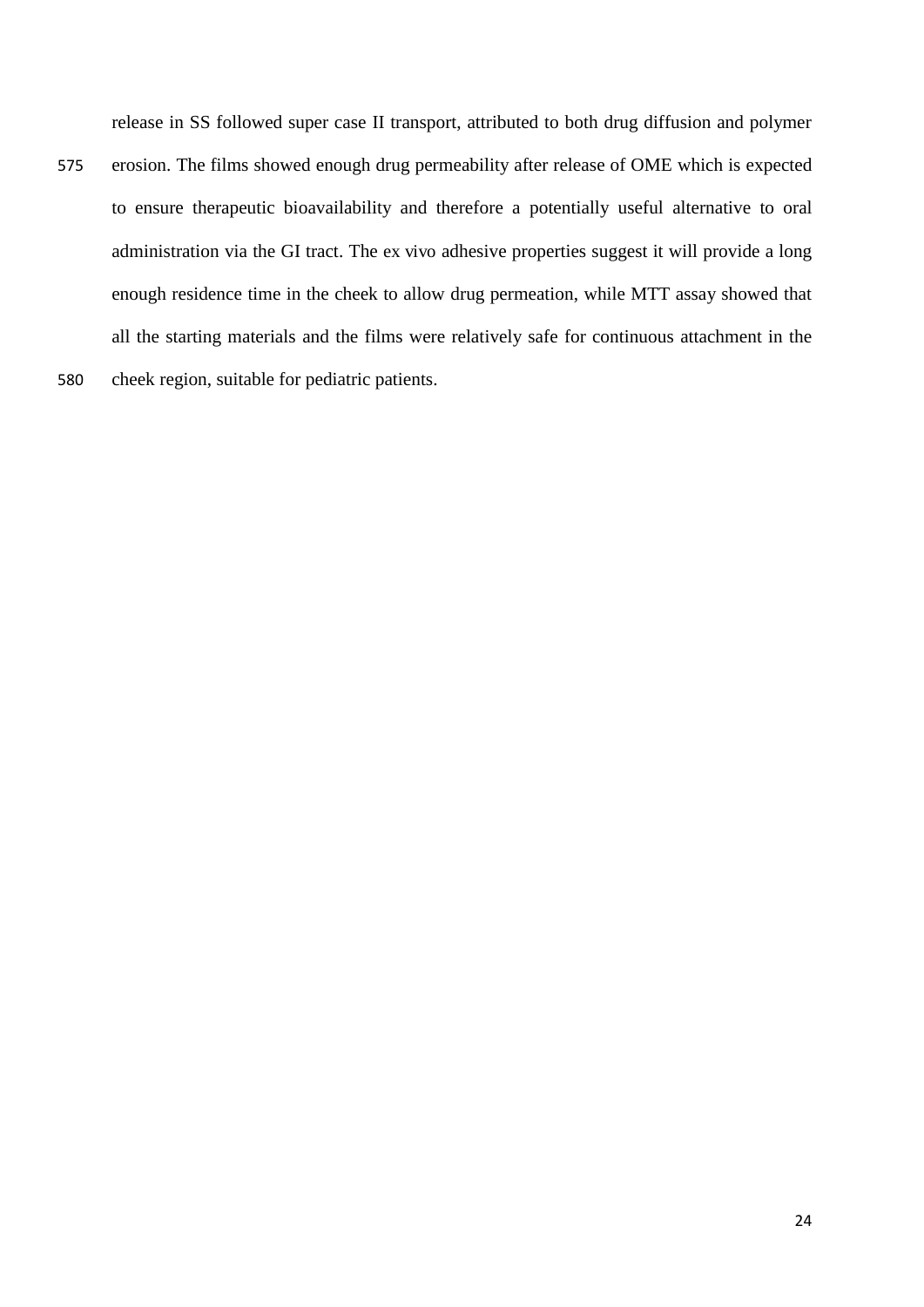release in SS followed super case II transport, attributed to both drug diffusion and polymer erosion. The films showed enough drug permeability after release of OME which is expected to ensure therapeutic bioavailability and therefore a potentially useful alternative to oral administration via the GI tract. The ex vivo adhesive properties suggest it will provide a long enough residence time in the cheek to allow drug permeation, while MTT assay showed that all the starting materials and the films were relatively safe for continuous attachment in the cheek region, suitable for pediatric patients.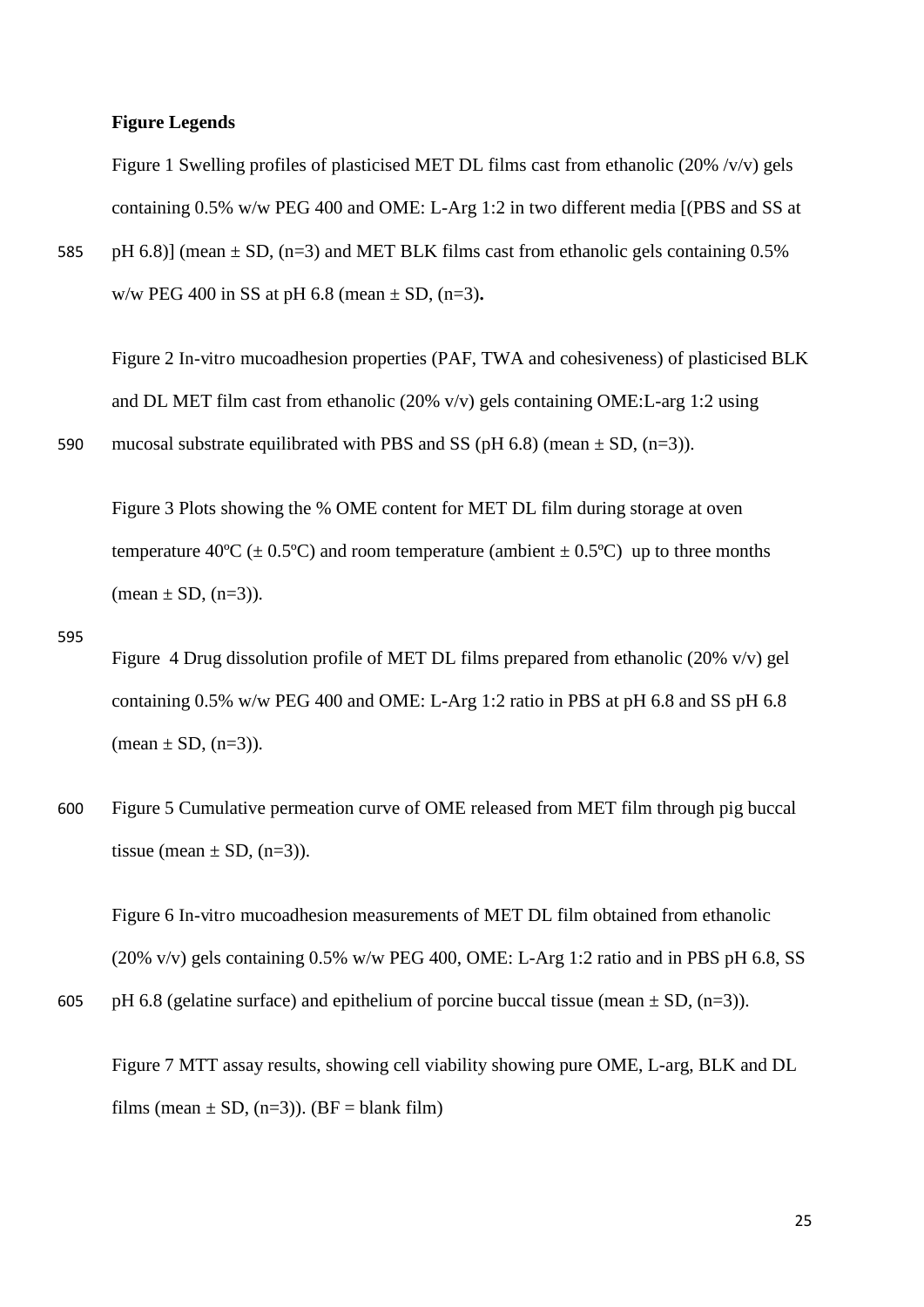**Figure Legends**

Figure 1 Swelling profiles of plasticised MET DL films cast from ethanolic (20% /v/v) gels containing 0.5% w/w PEG 400 and OME: L-Arg 1:2 in two different media [(PBS and SS at pH 6.8)] (mean ± SD, (n=3) and MET BLK films cast from ethanolic gels containing 0.5% w/w PEG 400 in SS at pH 6.8 (mean ± SD, (n=3)**.**

Figure 2 In-vitro mucoadhesion properties (PAF, TWA and cohesiveness) of plasticised BLK and DL MET film cast from ethanolic (20% v/v) gels containing OME:L-arg 1:2 using mucosal substrate equilibrated with PBS and SS (pH 6.8) (mean ± SD, (n=3)).

Figure 3 Plots showing the % OME content for MET DL film during storage at oven temperature 40ºC (± 0.5ºC) and room temperature (ambient ± 0.5ºC) up to three months (mean ± SD, (n=3)).

Figure 4 Drug dissolution profile of MET DL films prepared from ethanolic (20% v/v) gel containing 0.5% w/w PEG 400 and OME: L-Arg 1:2 ratio in PBS at pH 6.8 and SS pH 6.8 (mean ± SD, (n=3)).

Figure 5 Cumulative permeation curve of OME released from MET film through pig buccal tissue (mean ± SD, (n=3)).

Figure 6 In-vitro mucoadhesion measurements of MET DL film obtained from ethanolic (20% v/v) gels containing 0.5% w/w PEG 400, OME: L-Arg 1:2 ratio and in PBS pH 6.8, SS pH 6.8 (gelatine surface) and epithelium of porcine buccal tissue (mean ± SD, (n=3)).

Figure 7 MTT assay results, showing cell viability showing pure OME, L-arg, BLK and DL films (mean ± SD, (n=3)). (BF = blank film)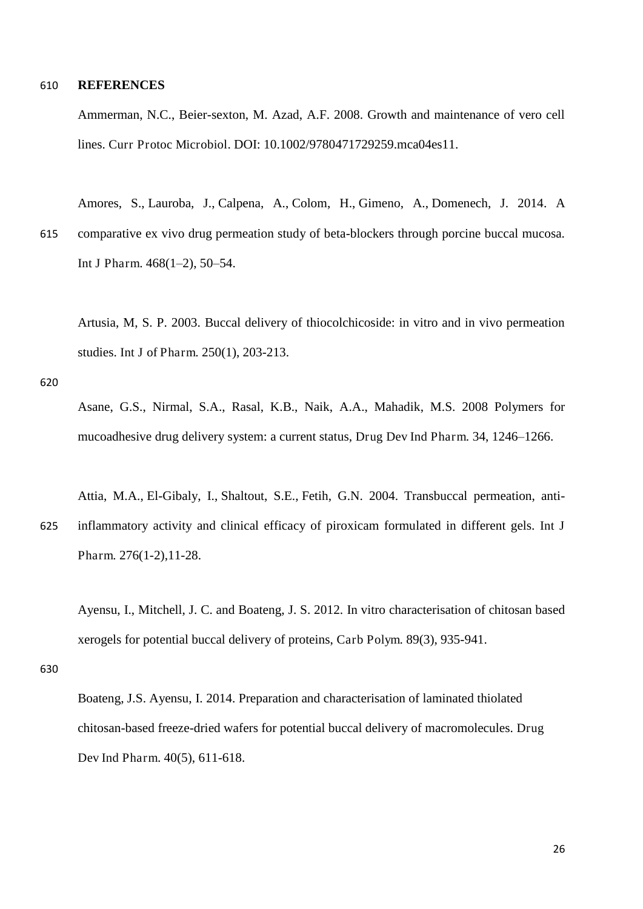# REFERENCES

Ammerman, N.C., Beier-sexton, M. Azad, A.F. 2008. Growth and maintenance of vero cell lines. Curr Protoc Microbiol. DOI: 10.1002/9780471729259.mca04es11.

Amores, S., Lauroba, J., Calpena, A., Colom, H., Gimeno, A., Domenech, J. 2014. A comparative ex vivo drug permeation study of beta-blockers through porcine buccal mucosa. Int J Pharm. 468(1–2), 50–54.

Artusia, M, S. P. 2003. Buccal delivery of thiocolchicoside: in vitro and in vivo permeation studies. Int J of Pharm. 250(1), 203-213.

Asane, G.S., Nirmal, S.A., Rasal, K.B., Naik, A.A., Mahadik, M.S. 2008 Polymers for mucoadhesive drug delivery system: a current status, Drug Dev Ind Pharm. 34, 1246–1266.

Attia, M.A., El-Gibaly, I., Shaltout, S.E., Fetih, G.N. 2004. Transbuccal permeation, anti-inflammatory activity and clinical efficacy of piroxicam formulated in different gels. Int J Pharm. 276(1-2),11-28.

Ayensu, I., Mitchell, J. C. and Boateng, J. S. 2012. In vitro characterisation of chitosan based xerogels for potential buccal delivery of proteins, Carb Polym. 89(3), 935-941.

Boateng, J.S. Ayensu, I. 2014. Preparation and characterisation of laminated thiolated chitosan-based freeze-dried wafers for potential buccal delivery of macromolecules. Drug Dev Ind Pharm. 40(5), 611-618.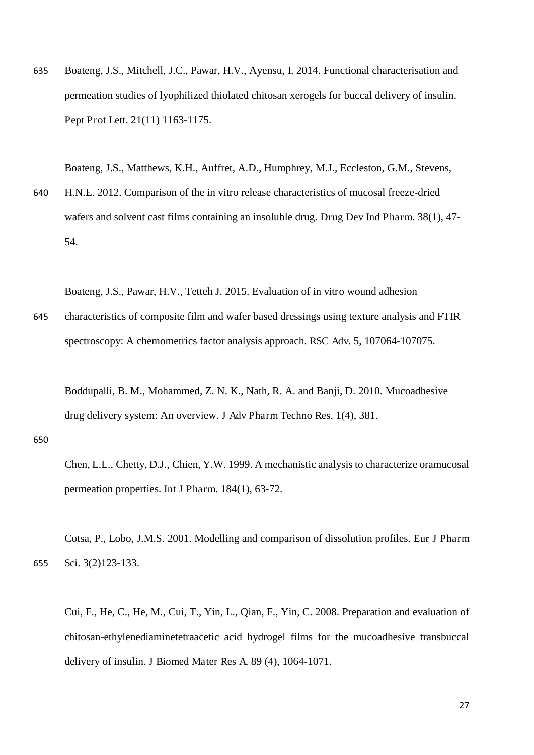Boateng, J.S., Mitchell, J.C., Pawar, H.V., Ayensu, I. 2014. Functional characterisation and permeation studies of lyophilized thiolated chitosan xerogels for buccal delivery of insulin. Pept Prot Lett. 21(11) 1163-1175.

Boateng, J.S., Matthews, K.H., Auffret, A.D., Humphrey, M.J., Eccleston, G.M., Stevens, H.N.E. 2012. Comparison of the in vitro release characteristics of mucosal freeze-dried wafers and solvent cast films containing an insoluble drug. Drug Dev Ind Pharm. 38(1), 47-54.

Boateng, J.S., Pawar, H.V., Tetteh J. 2015. Evaluation of in vitro wound adhesion characteristics of composite film and wafer based dressings using texture analysis and FTIR spectroscopy: A chemometrics factor analysis approach. RSC Adv. 5, 107064-107075.

Boddupalli, B. M., Mohammed, Z. N. K., Nath, R. A. and Banji, D. 2010. Mucoadhesive drug delivery system: An overview. J Adv Pharm Techno Res. 1(4), 381.

Chen, L.L., Chetty, D.J., Chien, Y.W. 1999. A mechanistic analysis to characterize oramucosal permeation properties. Int J Pharm. 184(1), 63-72.

Cotsa, P., Lobo, J.M.S. 2001. Modelling and comparison of dissolution profiles. Eur J Pharm Sci. 3(2)123-133.

Cui, F., He, C., He, M., Cui, T., Yin, L., Qian, F., Yin, C. 2008. Preparation and evaluation of chitosan-ethylenediaminetetraacetic acid hydrogel films for the mucoadhesive transbuccal delivery of insulin. J Biomed Mater Res A. 89 (4), 1064-1071.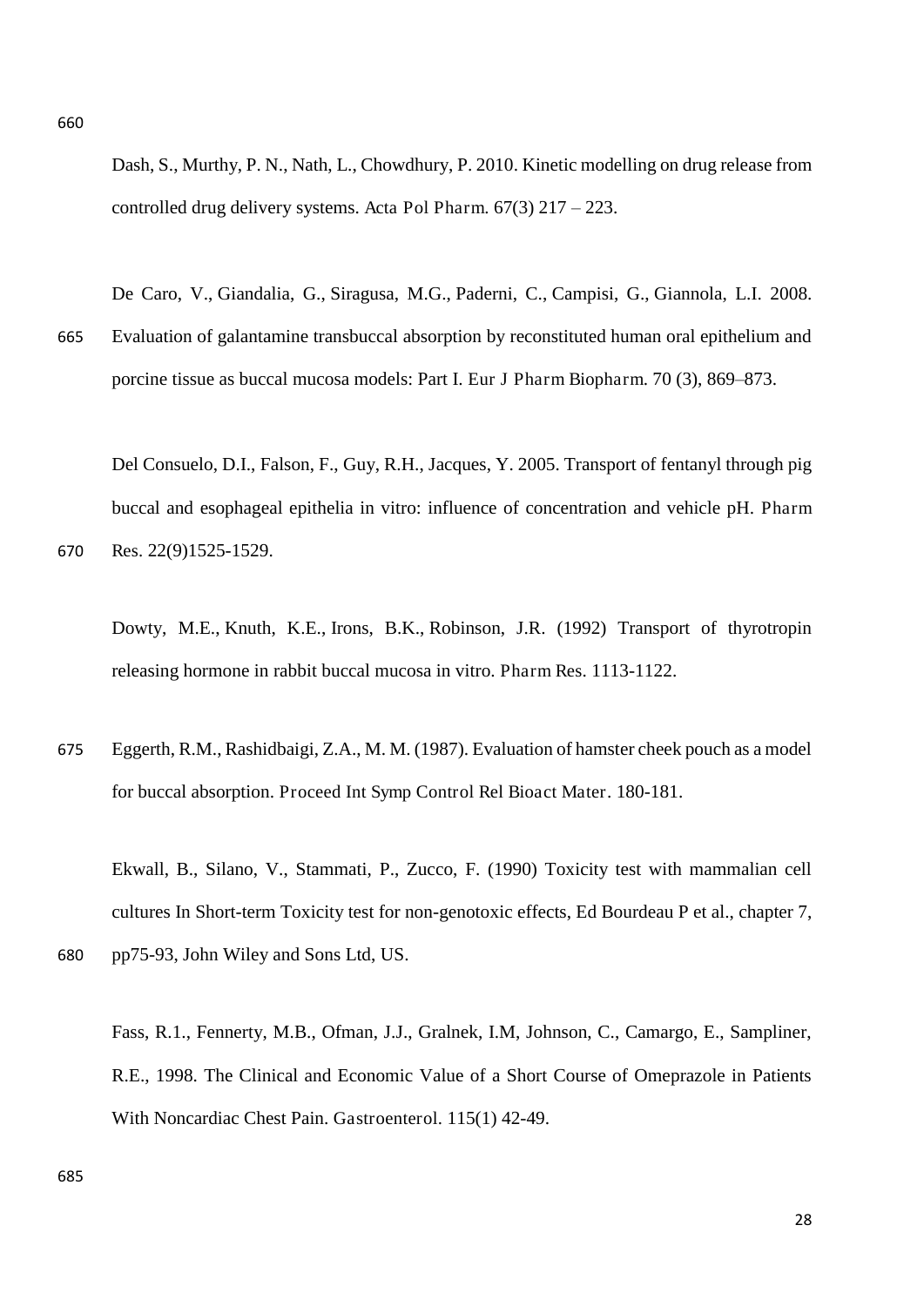Dash, S., Murthy, P. N., Nath, L., Chowdhury, P. 2010. Kinetic modelling on drug release from controlled drug delivery systems. Acta Pol Pharm. 67(3) 217 – 223.

De Caro, V., Giandalia, G., Siragusa, M.G., Paderni, C., Campisi, G., Giannola, L.I. 2008. Evaluation of galantamine transbuccal absorption by reconstituted human oral epithelium and porcine tissue as buccal mucosa models: Part I. Eur J Pharm Biopharm. 70 (3), 869–873.

Del Consuelo, D.I., Falson, F., Guy, R.H., Jacques, Y. 2005. Transport of fentanyl through pig buccal and esophageal epithelia in vitro: influence of concentration and vehicle pH. Pharm Res. 22(9)1525-1529.

Dowty, M.E., Knuth, K.E., Irons, B.K., Robinson, J.R. (1992) Transport of thyrotropin releasing hormone in rabbit buccal mucosa in vitro. Pharm Res. 1113-1122.

Eggerth, R.M., Rashidbaigi, Z.A., M. M. (1987). Evaluation of hamster cheek pouch as a model for buccal absorption. Proceed Int Symp Control Rel Bioact Mater. 180-181.

Ekwall, B., Silano, V., Stammati, P., Zucco, F. (1990) Toxicity test with mammalian cell cultures In Short-term Toxicity test for non-genotoxic effects, Ed Bourdeau P et al., chapter 7, pp75-93, John Wiley and Sons Ltd, US.

Fass, R.1., Fennerty, M.B., Ofman, J.J., Gralnek, I.M, Johnson, C., Camargo, E., Sampliner, R.E., 1998. The Clinical and Economic Value of a Short Course of Omeprazole in Patients With Noncardiac Chest Pain. Gastroenterol. 115(1) 42-49.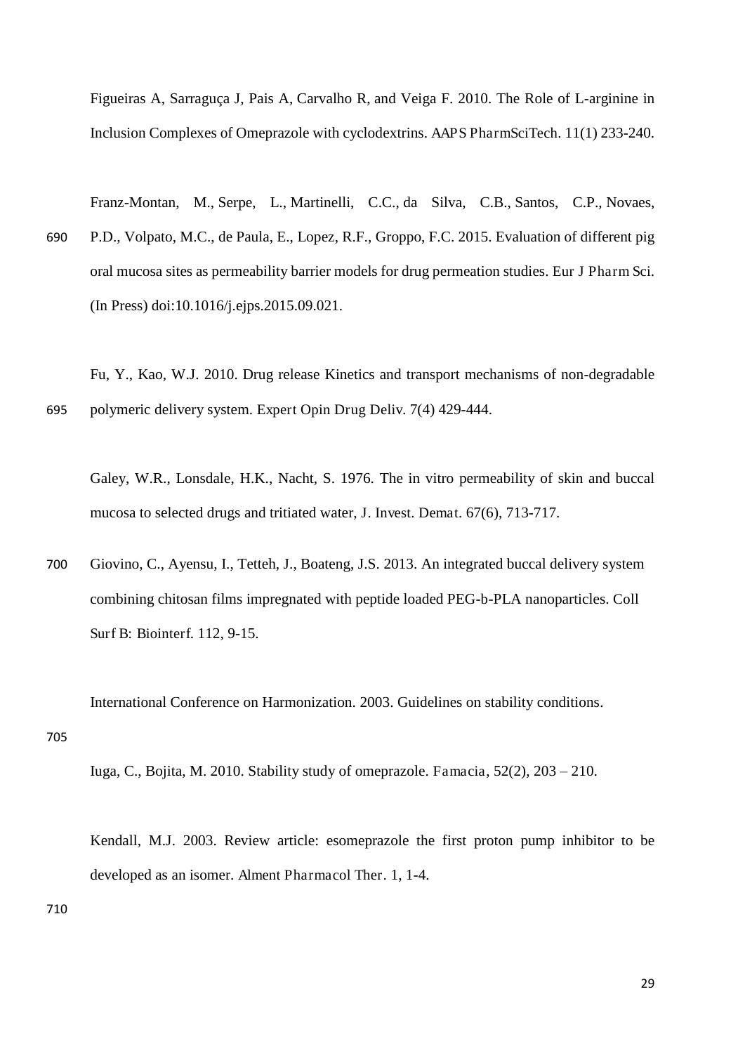Figueiras A, Sarraguça J, Pais A, Carvalho R, and Veiga F. 2010. The Role of L-arginine in Inclusion Complexes of Omeprazole with cyclodextrins. AAPS PharmSciTech. 11(1) 233-240.

Franz-Montan, M., Serpe, L., Martinelli, C.C., da Silva, C.B., Santos, C.P., Novaes, P.D., Volpato, M.C., de Paula, E., Lopez, R.F., Groppo, F.C. 2015. Evaluation of different pig oral mucosa sites as permeability barrier models for drug permeation studies. Eur J Pharm Sci. (In Press) doi:10.1016/j.ejps.2015.09.021.

Fu, Y., Kao, W.J. 2010. Drug release Kinetics and transport mechanisms of non-degradable polymeric delivery system. Expert Opin Drug Deliv. 7(4) 429-444.

Galey, W.R., Lonsdale, H.K., Nacht, S. 1976. The in vitro permeability of skin and buccal mucosa to selected drugs and tritiated water, J. Invest. Demat. 67(6), 713-717.

Giovino, C., Ayensu, I., Tetteh, J., Boateng, J.S. 2013. An integrated buccal delivery system combining chitosan films impregnated with peptide loaded PEG-b-PLA nanoparticles. Coll Surf B: Biointerf. 112, 9-15.

International Conference on Harmonization. 2003. Guidelines on stability conditions.

Iuga, C., Bojita, M. 2010. Stability study of omeprazole. Famacia, 52(2), 203 – 210.

Kendall, M.J. 2003. Review article: esomeprazole the first proton pump inhibitor to be developed as an isomer. Alment Pharmacol Ther. 1, 1-4.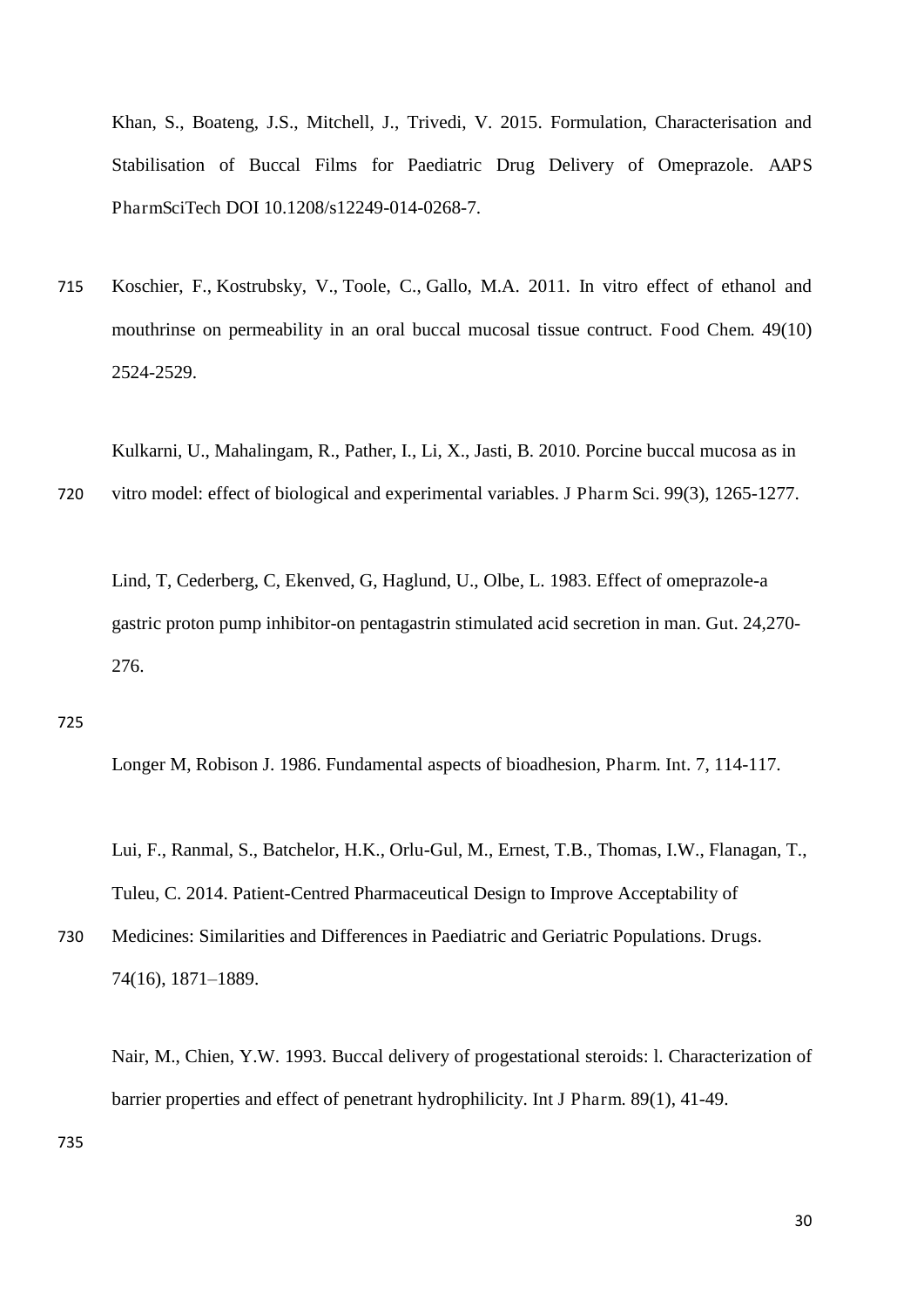Khan, S., Boateng, J.S., Mitchell, J., Trivedi, V. 2015. Formulation, Characterisation and Stabilisation of Buccal Films for Paediatric Drug Delivery of Omeprazole. AAPS PharmSciTech DOI 10.1208/s12249-014-0268-7.

Koschier, F., Kostrubsky, V., Toole, C., Gallo, M.A. 2011. In vitro effect of ethanol and mouthrinse on permeability in an oral buccal mucosal tissue contruct. Food Chem. 49(10) 2524-2529.

Kulkarni, U., Mahalingam, R., Pather, I., Li, X., Jasti, B. 2010. Porcine buccal mucosa as in vitro model: effect of biological and experimental variables. J Pharm Sci. 99(3), 1265-1277.

Lind, T, Cederberg, C, Ekenved, G, Haglund, U., Olbe, L. 1983. Effect of omeprazole-a gastric proton pump inhibitor-on pentagastrin stimulated acid secretion in man. Gut. 24,270-276.

Longer M, Robison J. 1986. Fundamental aspects of bioadhesion, Pharm. Int. 7, 114-117.

Lui, F., Ranmal, S., Batchelor, H.K., Orlu-Gul, M., Ernest, T.B., Thomas, I.W., Flanagan, T., Tuleu, C. 2014. Patient-Centred Pharmaceutical Design to Improve Acceptability of Medicines: Similarities and Differences in Paediatric and Geriatric Populations. Drugs. 74(16), 1871–1889.

Nair, M., Chien, Y.W. 1993. Buccal delivery of progestational steroids: l. Characterization of barrier properties and effect of penetrant hydrophilicity. Int J Pharm. 89(1), 41-49.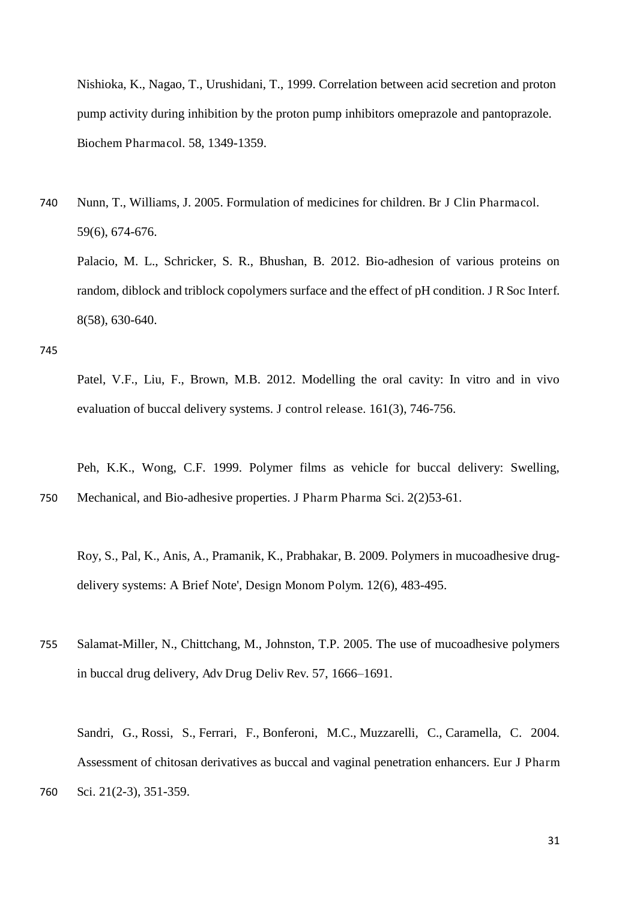Nishioka, K., Nagao, T., Urushidani, T., 1999. Correlation between acid secretion and proton pump activity during inhibition by the proton pump inhibitors omeprazole and pantoprazole. Biochem Pharmacol. 58, 1349-1359.

Nunn, T., Williams, J. 2005. Formulation of medicines for children. Br J Clin Pharmacol. 59(6), 674-676.

Palacio, M. L., Schricker, S. R., Bhushan, B. 2012. Bio-adhesion of various proteins on random, diblock and triblock copolymers surface and the effect of pH condition. J R Soc Interf. 8(58), 630-640.

Patel, V.F., Liu, F., Brown, M.B. 2012. Modelling the oral cavity: In vitro and in vivo evaluation of buccal delivery systems. J control release. 161(3), 746-756.

Peh, K.K., Wong, C.F. 1999. Polymer films as vehicle for buccal delivery: Swelling, Mechanical, and Bio-adhesive properties. J Pharm Pharma Sci. 2(2)53-61.

Roy, S., Pal, K., Anis, A., Pramanik, K., Prabhakar, B. 2009. Polymers in mucoadhesive drug-delivery systems: A Brief Note', Design Monom Polym. 12(6), 483-495.

Salamat-Miller, N., Chittchang, M., Johnston, T.P. 2005. The use of mucoadhesive polymers in buccal drug delivery, Adv Drug Deliv Rev. 57, 1666–1691.

Sandri, G., Rossi, S., Ferrari, F., Bonferoni, M.C., Muzzarelli, C., Caramella, C. 2004. Assessment of chitosan derivatives as buccal and vaginal penetration enhancers. Eur J Pharm Sci. 21(2-3), 351-359.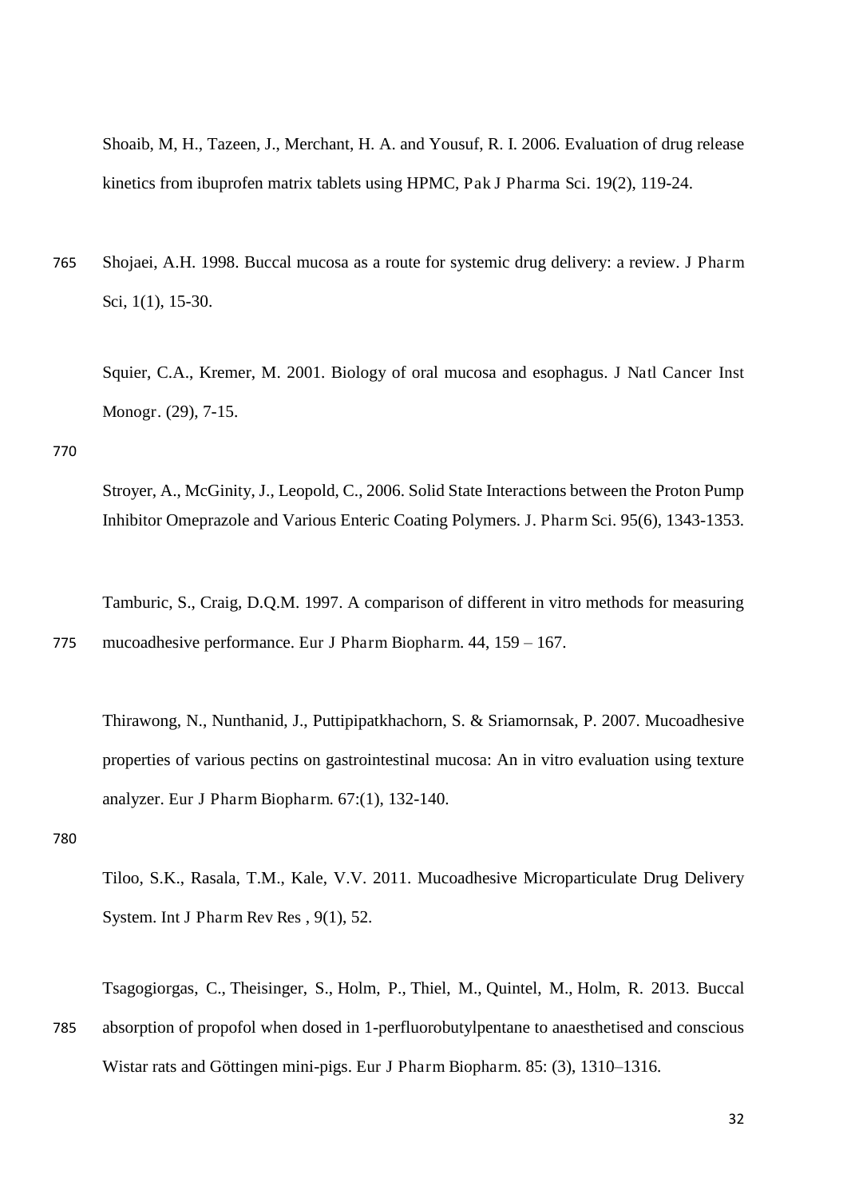Shoaib, M, H., Tazeen, J., Merchant, H. A. and Yousuf, R. I. 2006. Evaluation of drug release kinetics from ibuprofen matrix tablets using HPMC, Pak J Pharma Sci. 19(2), 119-24.

Shojaei, A.H. 1998. Buccal mucosa as a route for systemic drug delivery: a review. J Pharm Sci, 1(1), 15-30.

Squier, C.A., Kremer, M. 2001. Biology of oral mucosa and esophagus. J Natl Cancer Inst Monogr. (29), 7-15.

Stroyer, A., McGinity, J., Leopold, C., 2006. Solid State Interactions between the Proton Pump Inhibitor Omeprazole and Various Enteric Coating Polymers. J. Pharm Sci. 95(6), 1343-1353.

Tamburic, S., Craig, D.Q.M. 1997. A comparison of different in vitro methods for measuring mucoadhesive performance. Eur J Pharm Biopharm. 44, 159 – 167.

Thirawong, N., Nunthanid, J., Puttipipatkhachorn, S. & Sriamornsak, P. 2007. Mucoadhesive properties of various pectins on gastrointestinal mucosa: An in vitro evaluation using texture analyzer. Eur J Pharm Biopharm. 67:(1), 132-140.

Tiloo, S.K., Rasala, T.M., Kale, V.V. 2011. Mucoadhesive Microparticulate Drug Delivery System. Int J Pharm Rev Res , 9(1), 52.

Tsagogiorgas, C., Theisinger, S., Holm, P., Thiel, M., Quintel, M., Holm, R. 2013. Buccal absorption of propofol when dosed in 1-perfluorobutylpentane to anaesthetised and conscious Wistar rats and Göttingen mini-pigs. Eur J Pharm Biopharm. 85: (3), 1310–1316.